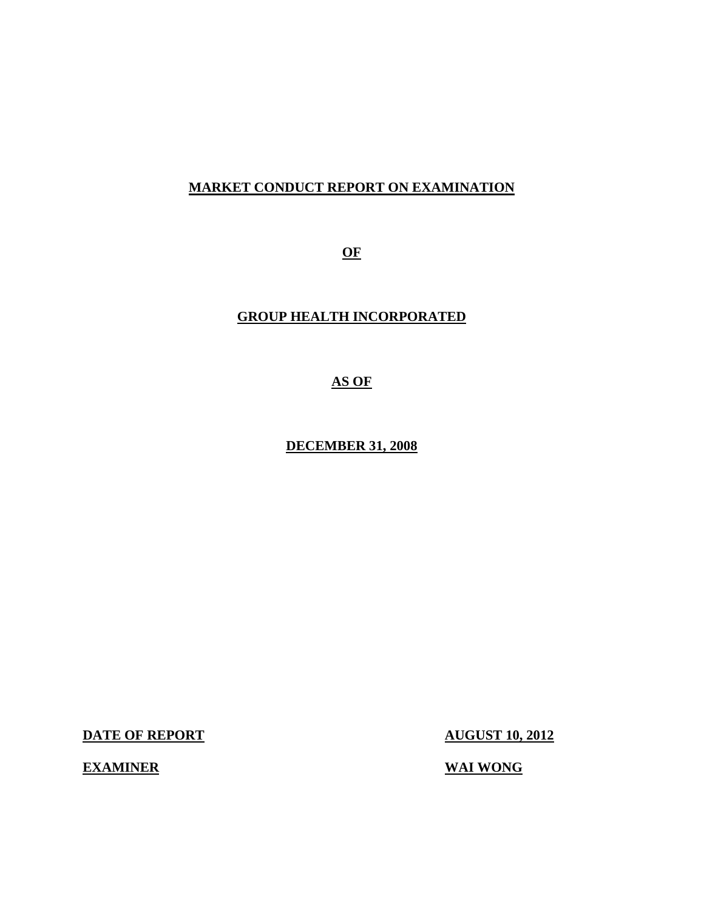# MARKET CONDUCT REPORT ON EXAMINATION

**OF**

**GROUP HEALTH INCORPORATED**

**AS OF**

**DECEMBER 31, 2008**

**DATE OF REPORT** **AUGUST 10, 2012**

**EXAMINER** **WAI WONG**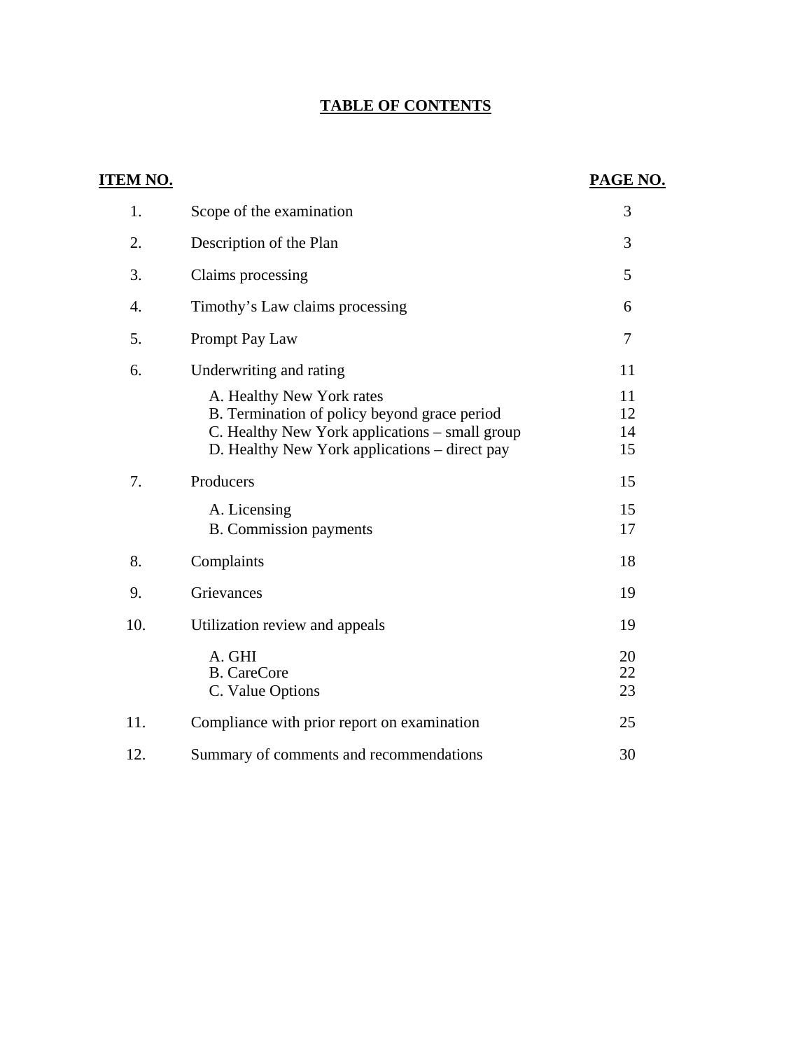# TABLE OF CONTENTS

| ITEM NO. | | PAGE NO. |
|---|---|---|
| 1. | Scope of the examination | 3 |
| 2. | Description of the Plan | 3 |
| 3. | Claims processing | 5 |
| 4. | Timothy's Law claims processing | 6 |
| 5. | Prompt Pay Law | 7 |
| 6. | Underwriting and rating | 11 |
| | A. Healthy New York rates | 11 |
| | B. Termination of policy beyond grace period | 12 |
| | C. Healthy New York applications – small group | 14 |
| | D. Healthy New York applications – direct pay | 15 |
| 7. | Producers | 15 |
| | A. Licensing | 15 |
| | B. Commission payments | 17 |
| 8. | Complaints | 18 |
| 9. | Grievances | 19 |
| 10. | Utilization review and appeals | 19 |
| | A. GHI | 20 |
| | B. CareCore | 22 |
| | C. Value Options | 23 |
| 11. | Compliance with prior report on examination | 25 |
| 12. | Summary of comments and recommendations | 30 |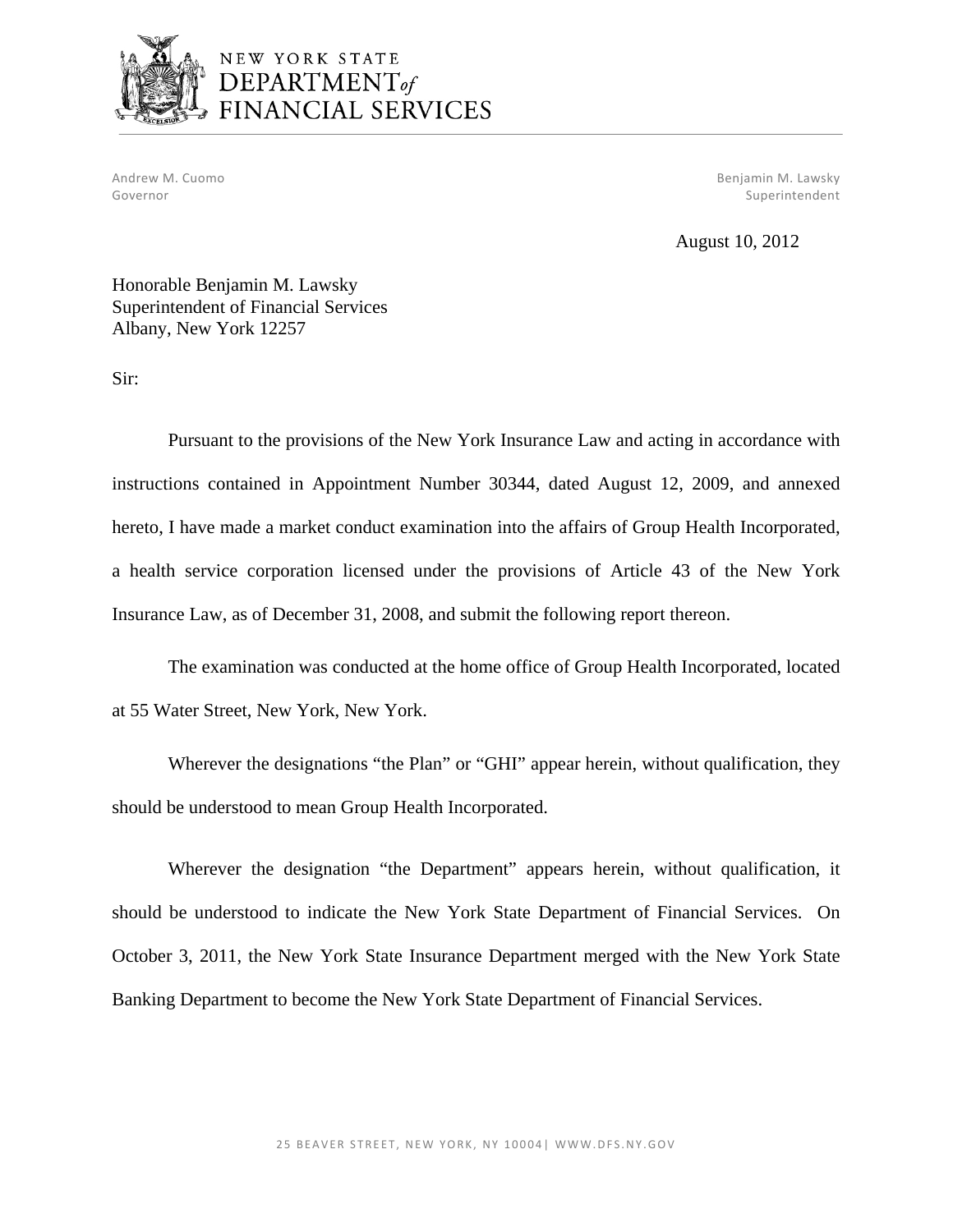NEW YORK STATE
DEPARTMENT *of*
FINANCIAL SERVICES

Andrew M. Cuomo
Governor

Benjamin M. Lawsky
Superintendent

August 10, 2012

Honorable Benjamin M. Lawsky
Superintendent of Financial Services
Albany, New York 12257

Sir:

Pursuant to the provisions of the New York Insurance Law and acting in accordance with instructions contained in Appointment Number 30344, dated August 12, 2009, and annexed hereto, I have made a market conduct examination into the affairs of Group Health Incorporated, a health service corporation licensed under the provisions of Article 43 of the New York Insurance Law, as of December 31, 2008, and submit the following report thereon.

The examination was conducted at the home office of Group Health Incorporated, located at 55 Water Street, New York, New York.

Wherever the designations "the Plan" or "GHI" appear herein, without qualification, they should be understood to mean Group Health Incorporated.

Wherever the designation "the Department" appears herein, without qualification, it should be understood to indicate the New York State Department of Financial Services. On October 3, 2011, the New York State Insurance Department merged with the New York State Banking Department to become the New York State Department of Financial Services.

25 BEAVER STREET, NEW YORK, NY 10004| WWW.DFS.NY.GOV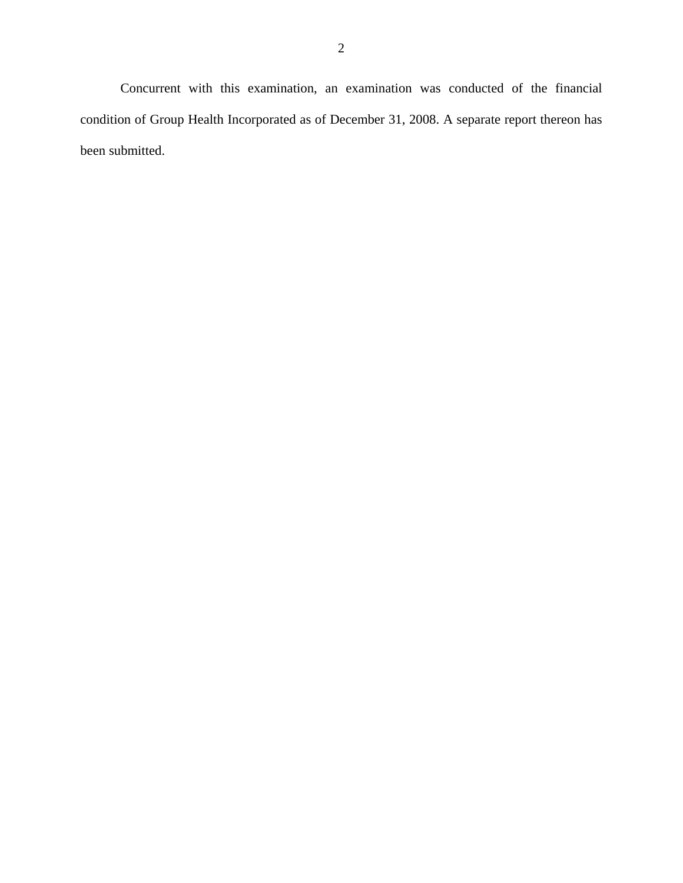Concurrent with this examination, an examination was conducted of the financial condition of Group Health Incorporated as of December 31, 2008. A separate report thereon has been submitted.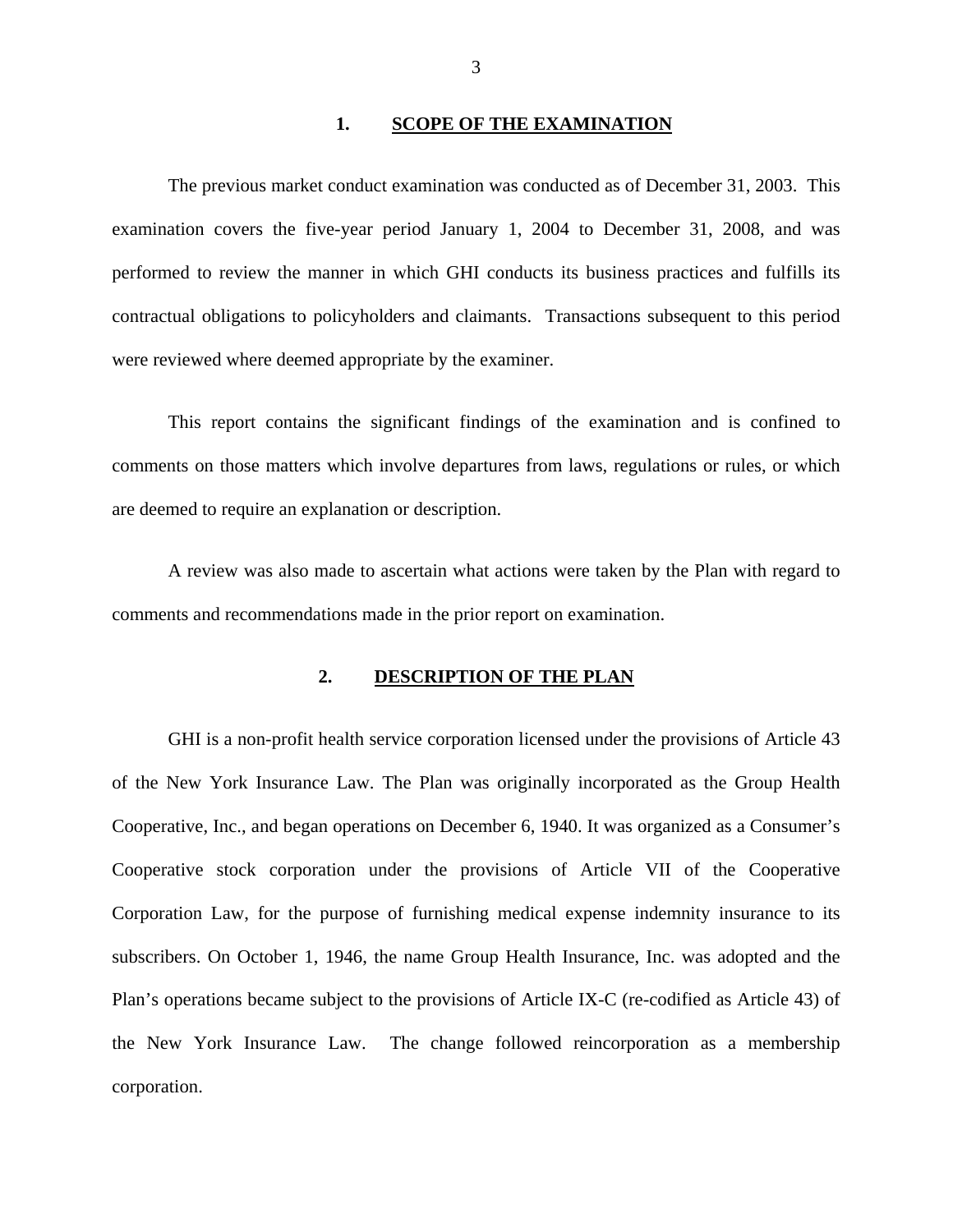## 1. SCOPE OF THE EXAMINATION

The previous market conduct examination was conducted as of December 31, 2003. This examination covers the five-year period January 1, 2004 to December 31, 2008, and was performed to review the manner in which GHI conducts its business practices and fulfills its contractual obligations to policyholders and claimants. Transactions subsequent to this period were reviewed where deemed appropriate by the examiner.

This report contains the significant findings of the examination and is confined to comments on those matters which involve departures from laws, regulations or rules, or which are deemed to require an explanation or description.

A review was also made to ascertain what actions were taken by the Plan with regard to comments and recommendations made in the prior report on examination.

## 2. DESCRIPTION OF THE PLAN

GHI is a non-profit health service corporation licensed under the provisions of Article 43 of the New York Insurance Law. The Plan was originally incorporated as the Group Health Cooperative, Inc., and began operations on December 6, 1940. It was organized as a Consumer's Cooperative stock corporation under the provisions of Article VII of the Cooperative Corporation Law, for the purpose of furnishing medical expense indemnity insurance to its subscribers. On October 1, 1946, the name Group Health Insurance, Inc. was adopted and the Plan's operations became subject to the provisions of Article IX-C (re-codified as Article 43) of the New York Insurance Law. The change followed reincorporation as a membership corporation.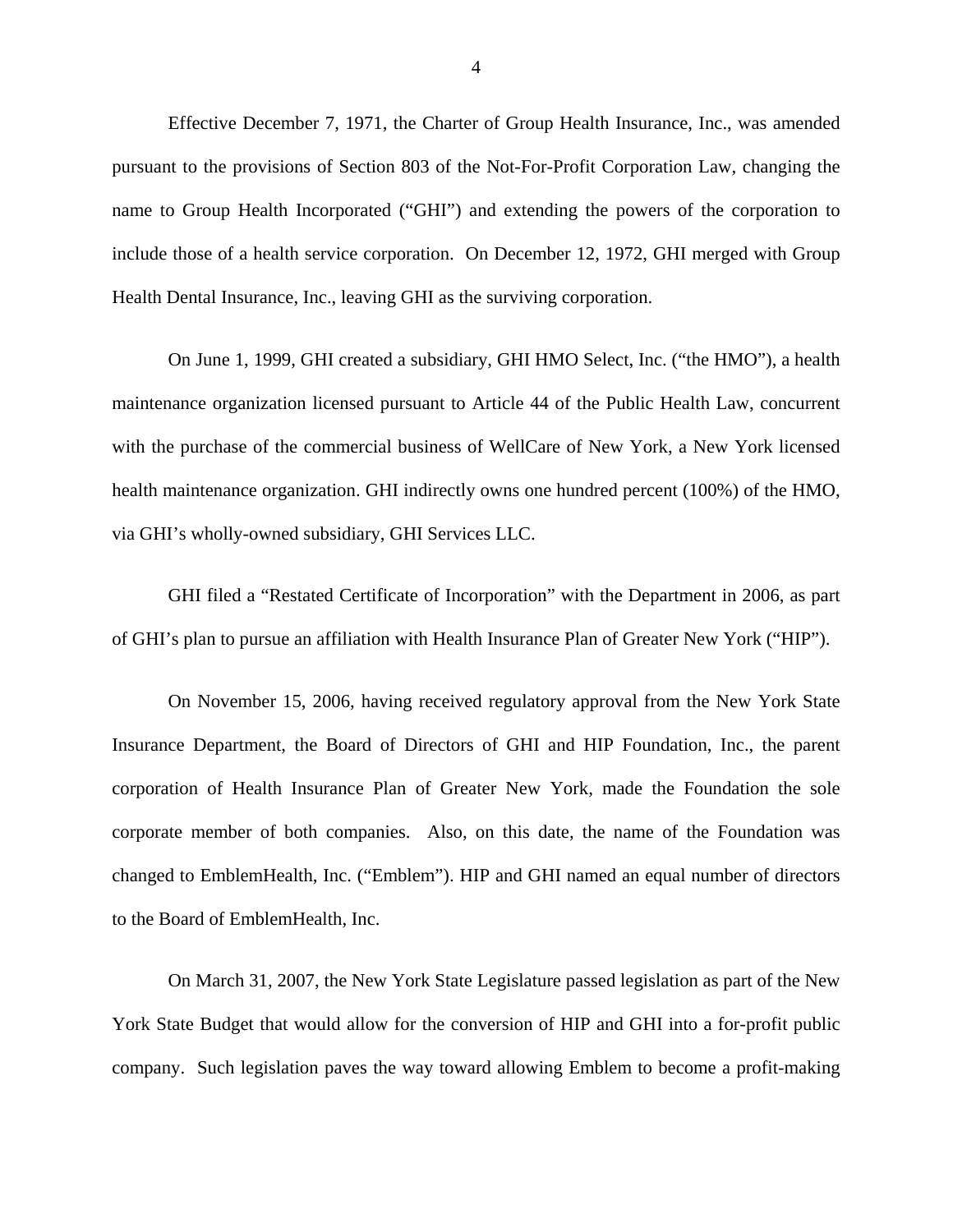Effective December 7, 1971, the Charter of Group Health Insurance, Inc., was amended pursuant to the provisions of Section 803 of the Not-For-Profit Corporation Law, changing the name to Group Health Incorporated ("GHI") and extending the powers of the corporation to include those of a health service corporation. On December 12, 1972, GHI merged with Group Health Dental Insurance, Inc., leaving GHI as the surviving corporation.

On June 1, 1999, GHI created a subsidiary, GHI HMO Select, Inc. ("the HMO"), a health maintenance organization licensed pursuant to Article 44 of the Public Health Law, concurrent with the purchase of the commercial business of WellCare of New York, a New York licensed health maintenance organization. GHI indirectly owns one hundred percent (100%) of the HMO, via GHI's wholly-owned subsidiary, GHI Services LLC.

GHI filed a "Restated Certificate of Incorporation" with the Department in 2006, as part of GHI's plan to pursue an affiliation with Health Insurance Plan of Greater New York ("HIP").

On November 15, 2006, having received regulatory approval from the New York State Insurance Department, the Board of Directors of GHI and HIP Foundation, Inc., the parent corporation of Health Insurance Plan of Greater New York, made the Foundation the sole corporate member of both companies. Also, on this date, the name of the Foundation was changed to EmblemHealth, Inc. ("Emblem"). HIP and GHI named an equal number of directors to the Board of EmblemHealth, Inc.

On March 31, 2007, the New York State Legislature passed legislation as part of the New York State Budget that would allow for the conversion of HIP and GHI into a for-profit public company. Such legislation paves the way toward allowing Emblem to become a profit-making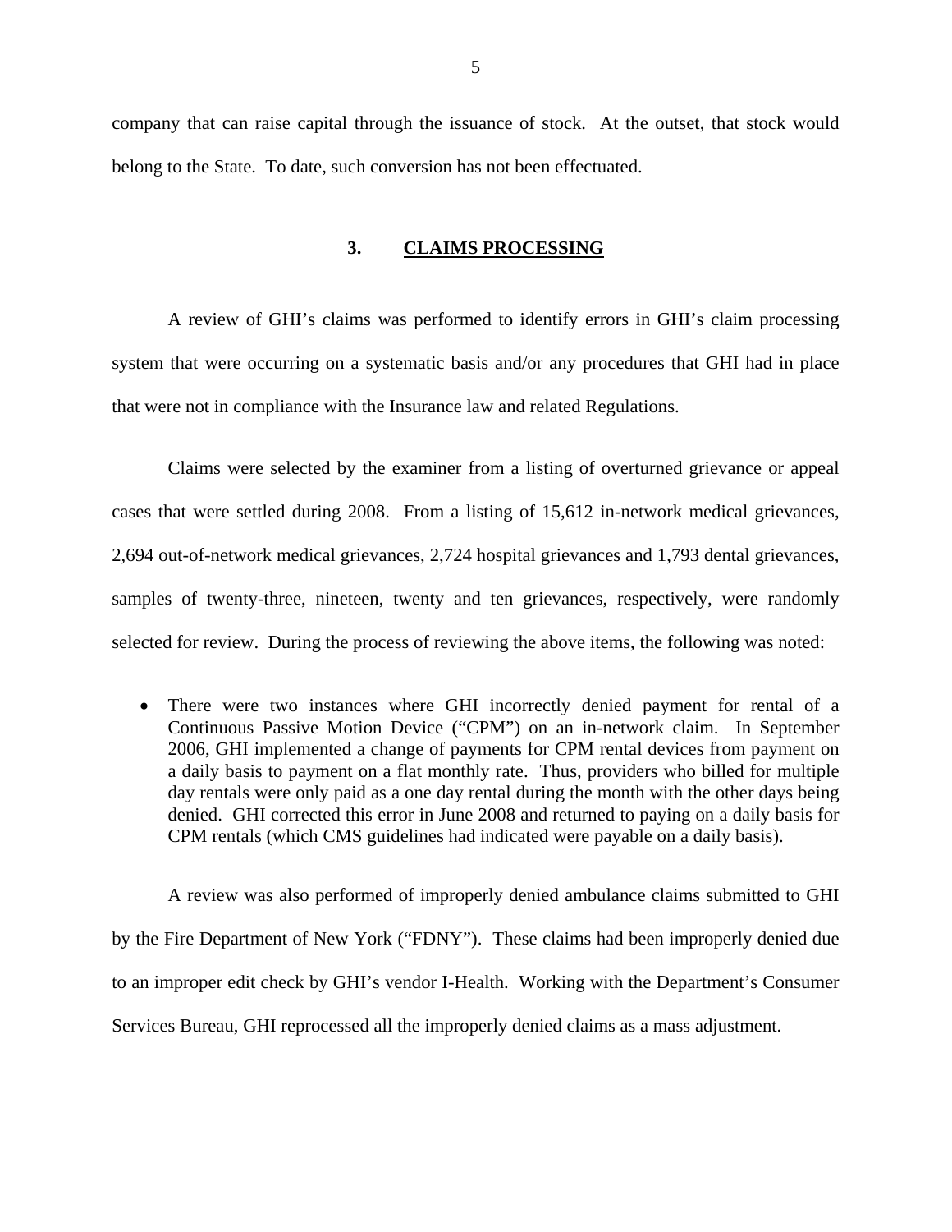company that can raise capital through the issuance of stock. At the outset, that stock would belong to the State. To date, such conversion has not been effectuated.

## 3. CLAIMS PROCESSING

A review of GHI's claims was performed to identify errors in GHI's claim processing system that were occurring on a systematic basis and/or any procedures that GHI had in place that were not in compliance with the Insurance law and related Regulations.

Claims were selected by the examiner from a listing of overturned grievance or appeal cases that were settled during 2008. From a listing of 15,612 in-network medical grievances, 2,694 out-of-network medical grievances, 2,724 hospital grievances and 1,793 dental grievances, samples of twenty-three, nineteen, twenty and ten grievances, respectively, were randomly selected for review. During the process of reviewing the above items, the following was noted:

- There were two instances where GHI incorrectly denied payment for rental of a Continuous Passive Motion Device ("CPM") on an in-network claim. In September 2006, GHI implemented a change of payments for CPM rental devices from payment on a daily basis to payment on a flat monthly rate. Thus, providers who billed for multiple day rentals were only paid as a one day rental during the month with the other days being denied. GHI corrected this error in June 2008 and returned to paying on a daily basis for CPM rentals (which CMS guidelines had indicated were payable on a daily basis).

A review was also performed of improperly denied ambulance claims submitted to GHI by the Fire Department of New York ("FDNY"). These claims had been improperly denied due to an improper edit check by GHI's vendor I-Health. Working with the Department's Consumer Services Bureau, GHI reprocessed all the improperly denied claims as a mass adjustment.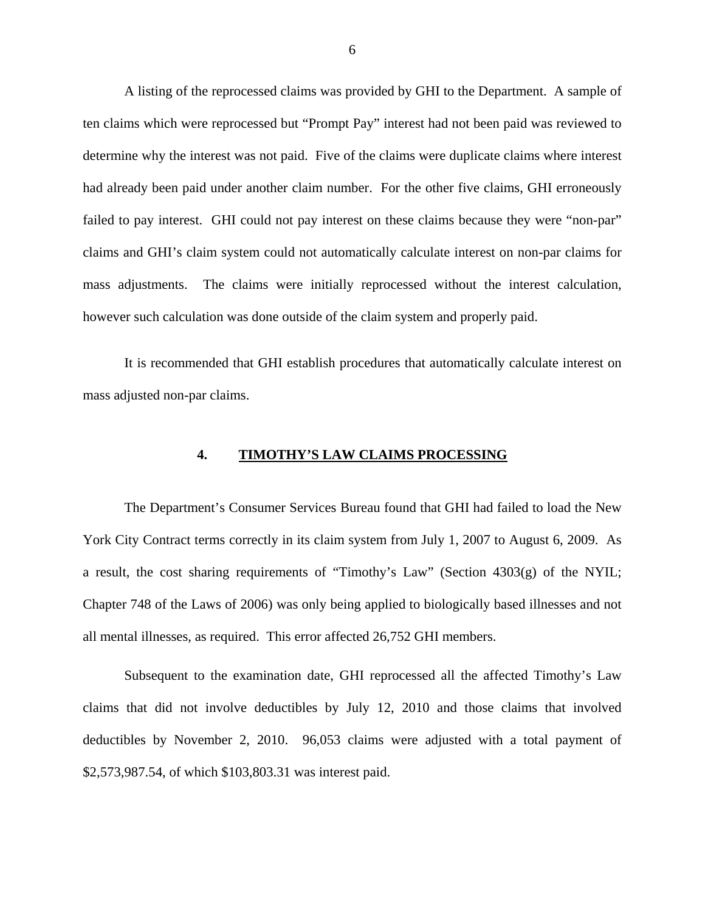A listing of the reprocessed claims was provided by GHI to the Department. A sample of ten claims which were reprocessed but "Prompt Pay" interest had not been paid was reviewed to determine why the interest was not paid. Five of the claims were duplicate claims where interest had already been paid under another claim number. For the other five claims, GHI erroneously failed to pay interest. GHI could not pay interest on these claims because they were "non-par" claims and GHI's claim system could not automatically calculate interest on non-par claims for mass adjustments. The claims were initially reprocessed without the interest calculation, however such calculation was done outside of the claim system and properly paid.

It is recommended that GHI establish procedures that automatically calculate interest on mass adjusted non-par claims.

## 4. TIMOTHY'S LAW CLAIMS PROCESSING

The Department's Consumer Services Bureau found that GHI had failed to load the New York City Contract terms correctly in its claim system from July 1, 2007 to August 6, 2009. As a result, the cost sharing requirements of "Timothy's Law" (Section 4303(g) of the NYIL; Chapter 748 of the Laws of 2006) was only being applied to biologically based illnesses and not all mental illnesses, as required. This error affected 26,752 GHI members.

Subsequent to the examination date, GHI reprocessed all the affected Timothy's Law claims that did not involve deductibles by July 12, 2010 and those claims that involved deductibles by November 2, 2010. 96,053 claims were adjusted with a total payment of $2,573,987.54, of which $103,803.31 was interest paid.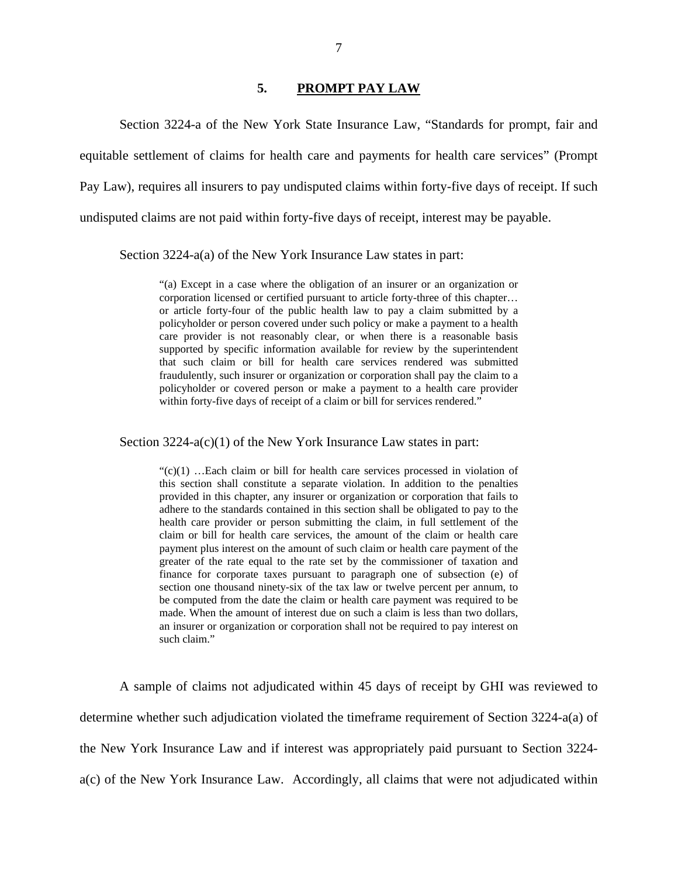## 5. PROMPT PAY LAW

Section 3224-a of the New York State Insurance Law, "Standards for prompt, fair and equitable settlement of claims for health care and payments for health care services" (Prompt Pay Law), requires all insurers to pay undisputed claims within forty-five days of receipt. If such undisputed claims are not paid within forty-five days of receipt, interest may be payable.

Section 3224-a(a) of the New York Insurance Law states in part:

> "(a) Except in a case where the obligation of an insurer or an organization or corporation licensed or certified pursuant to article forty-three of this chapter… or article forty-four of the public health law to pay a claim submitted by a policyholder or person covered under such policy or make a payment to a health care provider is not reasonably clear, or when there is a reasonable basis supported by specific information available for review by the superintendent that such claim or bill for health care services rendered was submitted fraudulently, such insurer or organization or corporation shall pay the claim to a policyholder or covered person or make a payment to a health care provider within forty-five days of receipt of a claim or bill for services rendered."

Section 3224-a(c)(1) of the New York Insurance Law states in part:

> "(c)(1) …Each claim or bill for health care services processed in violation of this section shall constitute a separate violation. In addition to the penalties provided in this chapter, any insurer or organization or corporation that fails to adhere to the standards contained in this section shall be obligated to pay to the health care provider or person submitting the claim, in full settlement of the claim or bill for health care services, the amount of the claim or health care payment plus interest on the amount of such claim or health care payment of the greater of the rate equal to the rate set by the commissioner of taxation and finance for corporate taxes pursuant to paragraph one of subsection (e) of section one thousand ninety-six of the tax law or twelve percent per annum, to be computed from the date the claim or health care payment was required to be made. When the amount of interest due on such a claim is less than two dollars, an insurer or organization or corporation shall not be required to pay interest on such claim."

A sample of claims not adjudicated within 45 days of receipt by GHI was reviewed to determine whether such adjudication violated the timeframe requirement of Section 3224-a(a) of the New York Insurance Law and if interest was appropriately paid pursuant to Section 3224-a(c) of the New York Insurance Law. Accordingly, all claims that were not adjudicated within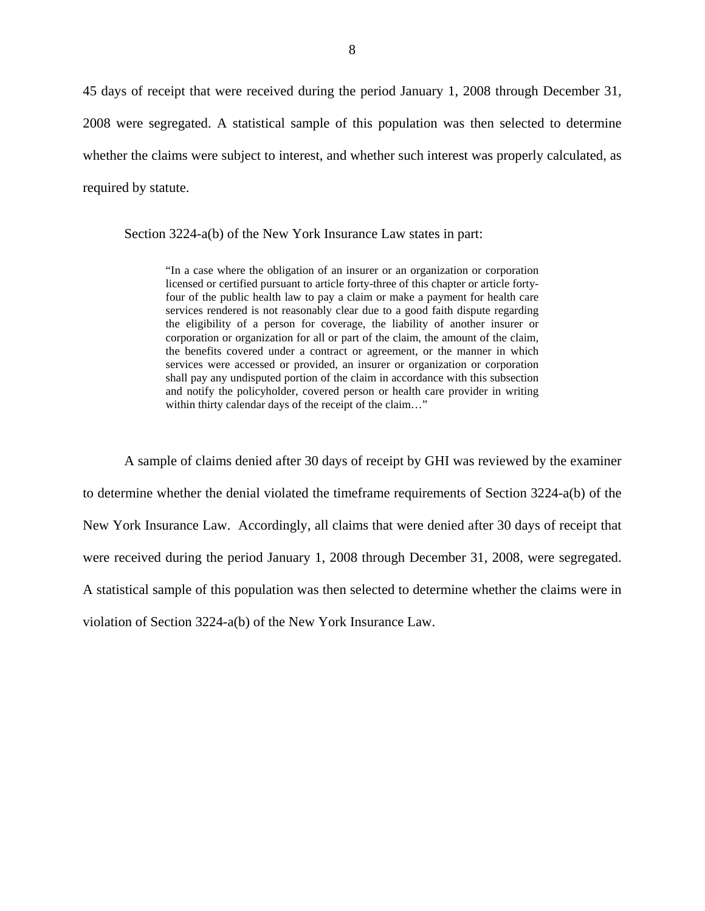45 days of receipt that were received during the period January 1, 2008 through December 31, 2008 were segregated. A statistical sample of this population was then selected to determine whether the claims were subject to interest, and whether such interest was properly calculated, as required by statute.

Section 3224-a(b) of the New York Insurance Law states in part:

> "In a case where the obligation of an insurer or an organization or corporation licensed or certified pursuant to article forty-three of this chapter or article forty-four of the public health law to pay a claim or make a payment for health care services rendered is not reasonably clear due to a good faith dispute regarding the eligibility of a person for coverage, the liability of another insurer or corporation or organization for all or part of the claim, the amount of the claim, the benefits covered under a contract or agreement, or the manner in which services were accessed or provided, an insurer or organization or corporation shall pay any undisputed portion of the claim in accordance with this subsection and notify the policyholder, covered person or health care provider in writing within thirty calendar days of the receipt of the claim…"

A sample of claims denied after 30 days of receipt by GHI was reviewed by the examiner to determine whether the denial violated the timeframe requirements of Section 3224-a(b) of the New York Insurance Law. Accordingly, all claims that were denied after 30 days of receipt that were received during the period January 1, 2008 through December 31, 2008, were segregated. A statistical sample of this population was then selected to determine whether the claims were in violation of Section 3224-a(b) of the New York Insurance Law.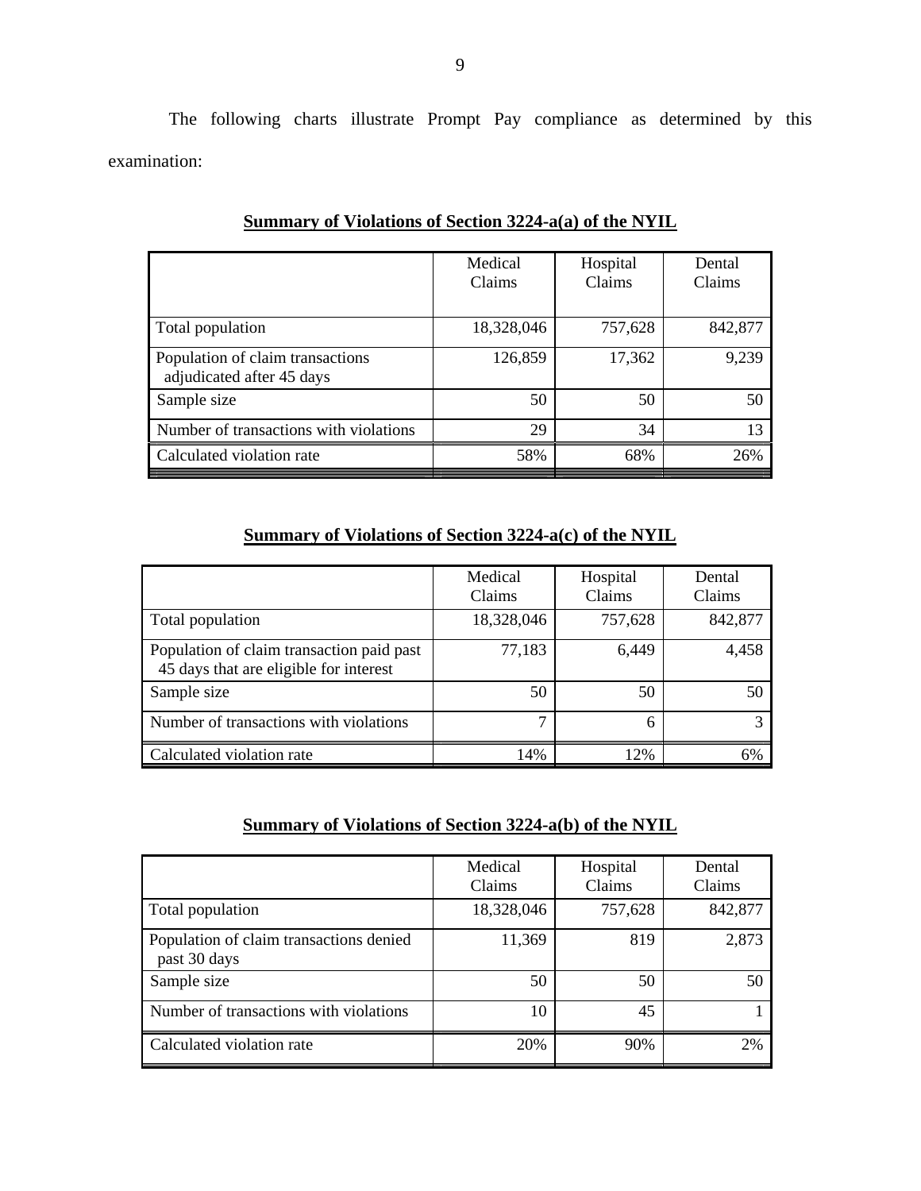The following charts illustrate Prompt Pay compliance as determined by this examination:

**Summary of Violations of Section 3224-a(a) of the NYIL**

| | Medical Claims | Hospital Claims | Dental Claims |
|---|---|---|---|
| Total population | 18,328,046 | 757,628 | 842,877 |
| Population of claim transactions adjudicated after 45 days | 126,859 | 17,362 | 9,239 |
| Sample size | 50 | 50 | 50 |
| Number of transactions with violations | 29 | 34 | 13 |
| Calculated violation rate | 58% | 68% | 26% |

**Summary of Violations of Section 3224-a(c) of the NYIL**

| | Medical Claims | Hospital Claims | Dental Claims |
|---|---|---|---|
| Total population | 18,328,046 | 757,628 | 842,877 |
| Population of claim transaction paid past 45 days that are eligible for interest | 77,183 | 6,449 | 4,458 |
| Sample size | 50 | 50 | 50 |
| Number of transactions with violations | 7 | 6 | 3 |
| Calculated violation rate | 14% | 12% | 6% |

**Summary of Violations of Section 3224-a(b) of the NYIL**

| | Medical Claims | Hospital Claims | Dental Claims |
|---|---|---|---|
| Total population | 18,328,046 | 757,628 | 842,877 |
| Population of claim transactions denied past 30 days | 11,369 | 819 | 2,873 |
| Sample size | 50 | 50 | 50 |
| Number of transactions with violations | 10 | 45 | 1 |
| Calculated violation rate | 20% | 90% | 2% |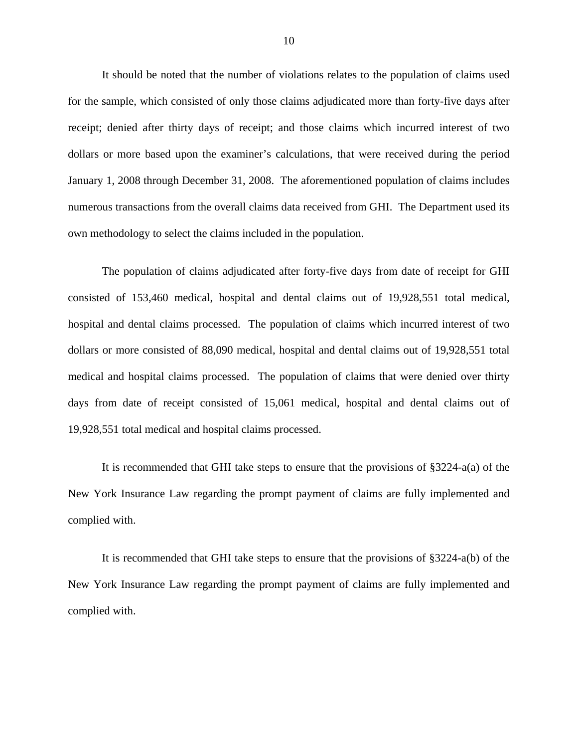It should be noted that the number of violations relates to the population of claims used for the sample, which consisted of only those claims adjudicated more than forty-five days after receipt; denied after thirty days of receipt; and those claims which incurred interest of two dollars or more based upon the examiner's calculations, that were received during the period January 1, 2008 through December 31, 2008. The aforementioned population of claims includes numerous transactions from the overall claims data received from GHI. The Department used its own methodology to select the claims included in the population.

The population of claims adjudicated after forty-five days from date of receipt for GHI consisted of 153,460 medical, hospital and dental claims out of 19,928,551 total medical, hospital and dental claims processed. The population of claims which incurred interest of two dollars or more consisted of 88,090 medical, hospital and dental claims out of 19,928,551 total medical and hospital claims processed. The population of claims that were denied over thirty days from date of receipt consisted of 15,061 medical, hospital and dental claims out of 19,928,551 total medical and hospital claims processed.

It is recommended that GHI take steps to ensure that the provisions of §3224-a(a) of the New York Insurance Law regarding the prompt payment of claims are fully implemented and complied with.

It is recommended that GHI take steps to ensure that the provisions of §3224-a(b) of the New York Insurance Law regarding the prompt payment of claims are fully implemented and complied with.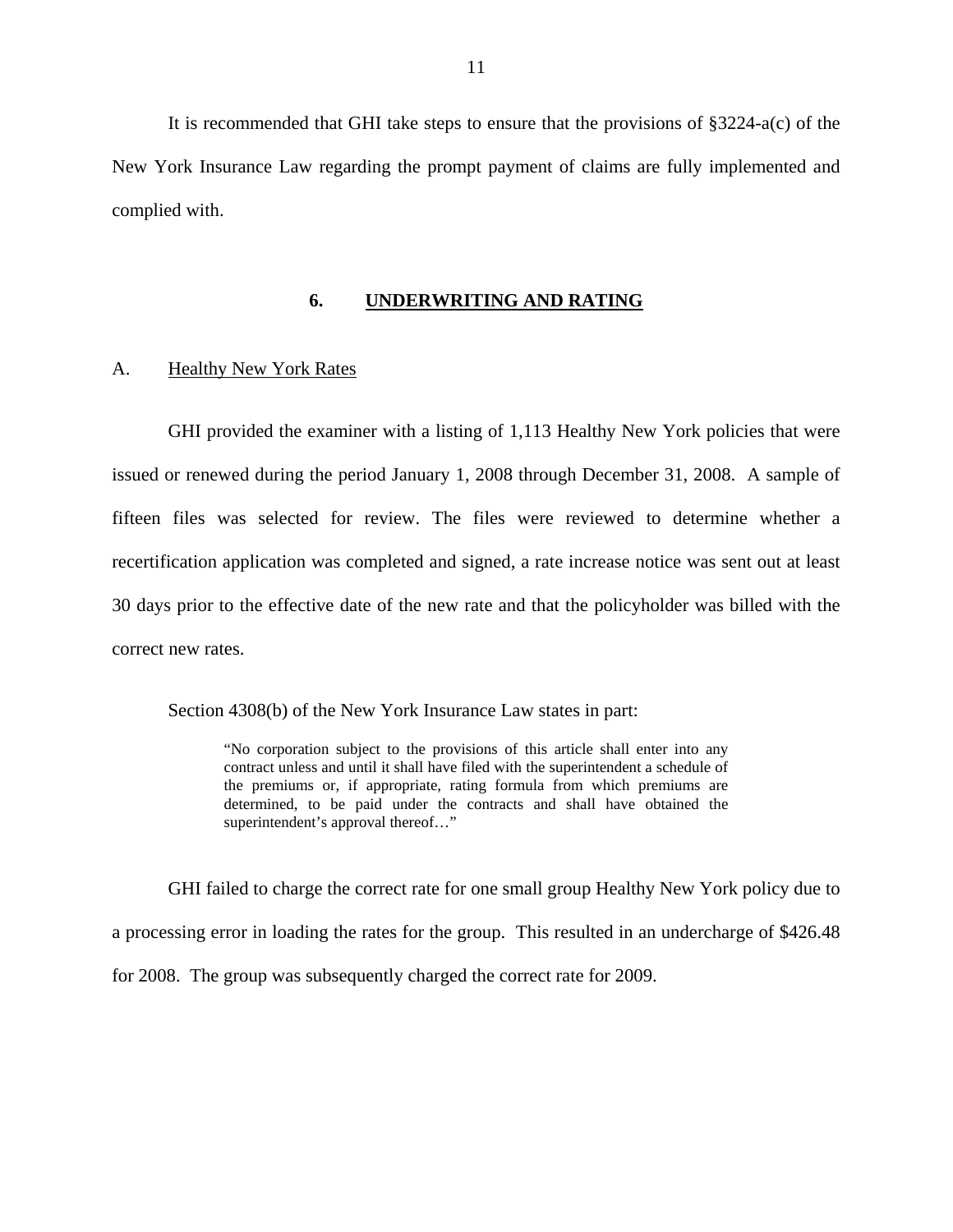It is recommended that GHI take steps to ensure that the provisions of §3224-a(c) of the New York Insurance Law regarding the prompt payment of claims are fully implemented and complied with.

## 6. UNDERWRITING AND RATING

### A. Healthy New York Rates

GHI provided the examiner with a listing of 1,113 Healthy New York policies that were issued or renewed during the period January 1, 2008 through December 31, 2008. A sample of fifteen files was selected for review. The files were reviewed to determine whether a recertification application was completed and signed, a rate increase notice was sent out at least 30 days prior to the effective date of the new rate and that the policyholder was billed with the correct new rates.

Section 4308(b) of the New York Insurance Law states in part:

> "No corporation subject to the provisions of this article shall enter into any contract unless and until it shall have filed with the superintendent a schedule of the premiums or, if appropriate, rating formula from which premiums are determined, to be paid under the contracts and shall have obtained the superintendent's approval thereof…"

GHI failed to charge the correct rate for one small group Healthy New York policy due to a processing error in loading the rates for the group. This resulted in an undercharge of $426.48 for 2008. The group was subsequently charged the correct rate for 2009.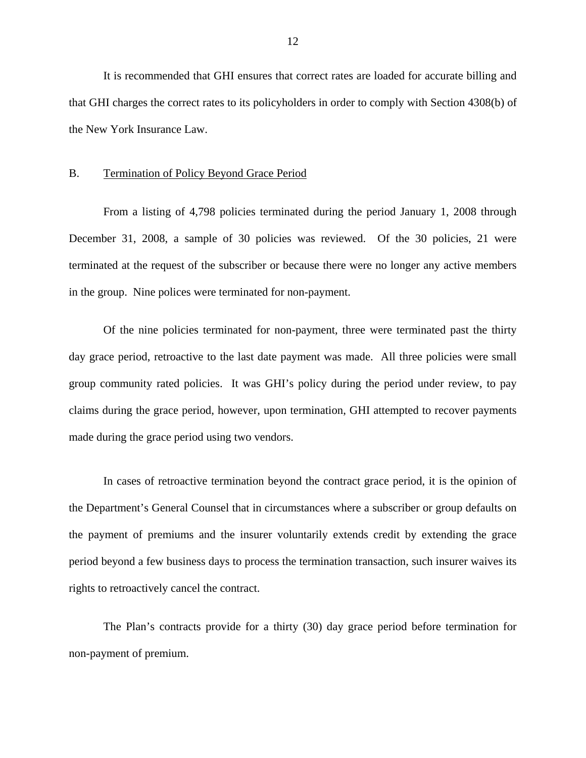It is recommended that GHI ensures that correct rates are loaded for accurate billing and that GHI charges the correct rates to its policyholders in order to comply with Section 4308(b) of the New York Insurance Law.

## B. Termination of Policy Beyond Grace Period

From a listing of 4,798 policies terminated during the period January 1, 2008 through December 31, 2008, a sample of 30 policies was reviewed. Of the 30 policies, 21 were terminated at the request of the subscriber or because there were no longer any active members in the group. Nine polices were terminated for non-payment.

Of the nine policies terminated for non-payment, three were terminated past the thirty day grace period, retroactive to the last date payment was made. All three policies were small group community rated policies. It was GHI's policy during the period under review, to pay claims during the grace period, however, upon termination, GHI attempted to recover payments made during the grace period using two vendors.

In cases of retroactive termination beyond the contract grace period, it is the opinion of the Department's General Counsel that in circumstances where a subscriber or group defaults on the payment of premiums and the insurer voluntarily extends credit by extending the grace period beyond a few business days to process the termination transaction, such insurer waives its rights to retroactively cancel the contract.

The Plan's contracts provide for a thirty (30) day grace period before termination for non-payment of premium.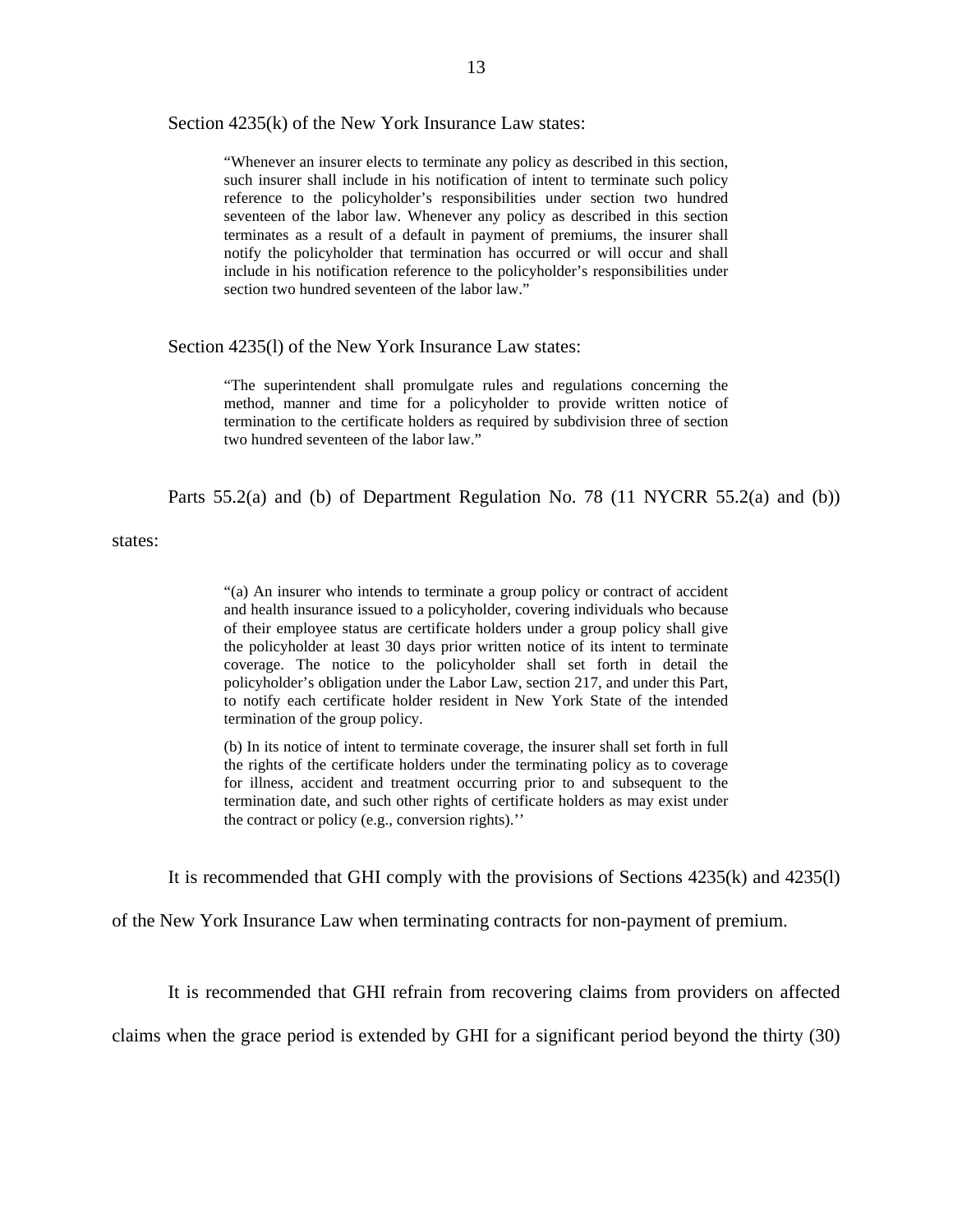Section 4235(k) of the New York Insurance Law states:

> "Whenever an insurer elects to terminate any policy as described in this section, such insurer shall include in his notification of intent to terminate such policy reference to the policyholder's responsibilities under section two hundred seventeen of the labor law. Whenever any policy as described in this section terminates as a result of a default in payment of premiums, the insurer shall notify the policyholder that termination has occurred or will occur and shall include in his notification reference to the policyholder's responsibilities under section two hundred seventeen of the labor law."

Section 4235(l) of the New York Insurance Law states:

> "The superintendent shall promulgate rules and regulations concerning the method, manner and time for a policyholder to provide written notice of termination to the certificate holders as required by subdivision three of section two hundred seventeen of the labor law."

Parts 55.2(a) and (b) of Department Regulation No. 78 (11 NYCRR 55.2(a) and (b)) states:

> "(a) An insurer who intends to terminate a group policy or contract of accident and health insurance issued to a policyholder, covering individuals who because of their employee status are certificate holders under a group policy shall give the policyholder at least 30 days prior written notice of its intent to terminate coverage. The notice to the policyholder shall set forth in detail the policyholder's obligation under the Labor Law, section 217, and under this Part, to notify each certificate holder resident in New York State of the intended termination of the group policy.
>
> (b) In its notice of intent to terminate coverage, the insurer shall set forth in full the rights of the certificate holders under the terminating policy as to coverage for illness, accident and treatment occurring prior to and subsequent to the termination date, and such other rights of certificate holders as may exist under the contract or policy (e.g., conversion rights).''

It is recommended that GHI comply with the provisions of Sections 4235(k) and 4235(l) of the New York Insurance Law when terminating contracts for non-payment of premium.

It is recommended that GHI refrain from recovering claims from providers on affected claims when the grace period is extended by GHI for a significant period beyond the thirty (30)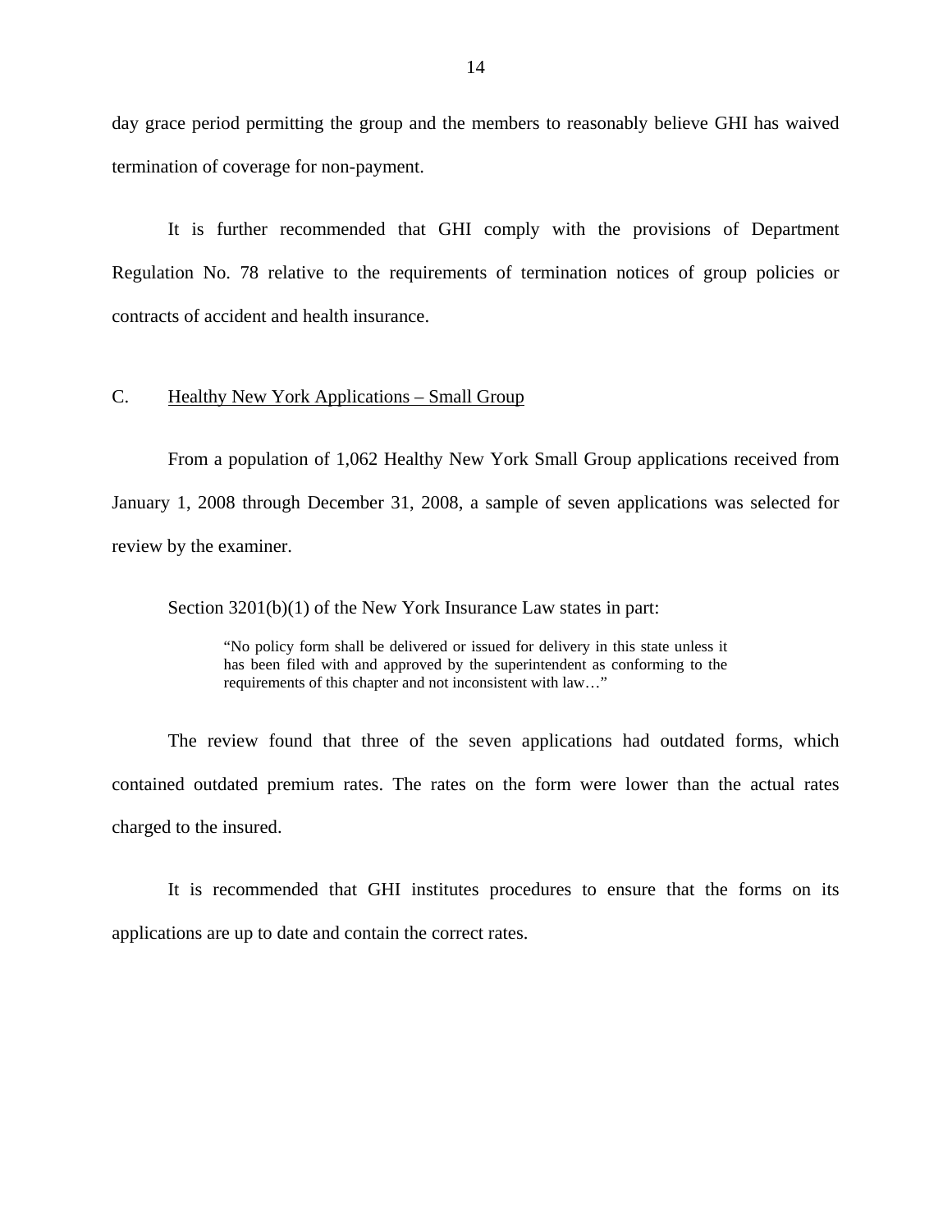day grace period permitting the group and the members to reasonably believe GHI has waived termination of coverage for non-payment.

It is further recommended that GHI comply with the provisions of Department Regulation No. 78 relative to the requirements of termination notices of group policies or contracts of accident and health insurance.

## C. Healthy New York Applications – Small Group

From a population of 1,062 Healthy New York Small Group applications received from January 1, 2008 through December 31, 2008, a sample of seven applications was selected for review by the examiner.

Section 3201(b)(1) of the New York Insurance Law states in part:

> "No policy form shall be delivered or issued for delivery in this state unless it has been filed with and approved by the superintendent as conforming to the requirements of this chapter and not inconsistent with law…"

The review found that three of the seven applications had outdated forms, which contained outdated premium rates. The rates on the form were lower than the actual rates charged to the insured.

It is recommended that GHI institutes procedures to ensure that the forms on its applications are up to date and contain the correct rates.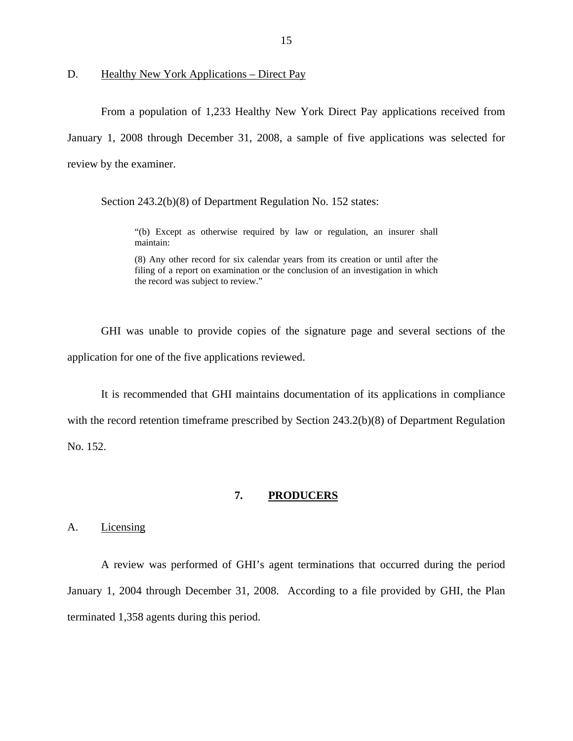D. Healthy New York Applications – Direct Pay

From a population of 1,233 Healthy New York Direct Pay applications received from January 1, 2008 through December 31, 2008, a sample of five applications was selected for review by the examiner.

Section 243.2(b)(8) of Department Regulation No. 152 states:

> "(b) Except as otherwise required by law or regulation, an insurer shall maintain:
>
> (8) Any other record for six calendar years from its creation or until after the filing of a report on examination or the conclusion of an investigation in which the record was subject to review."

GHI was unable to provide copies of the signature page and several sections of the application for one of the five applications reviewed.

It is recommended that GHI maintains documentation of its applications in compliance with the record retention timeframe prescribed by Section 243.2(b)(8) of Department Regulation No. 152.

## 7. PRODUCERS

A. Licensing

A review was performed of GHI's agent terminations that occurred during the period January 1, 2004 through December 31, 2008. According to a file provided by GHI, the Plan terminated 1,358 agents during this period.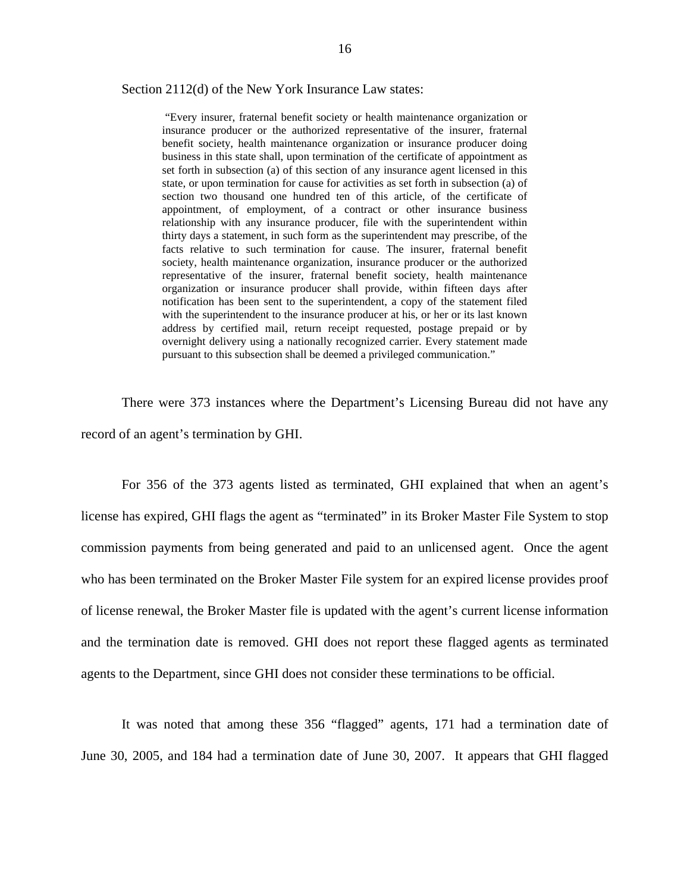Section 2112(d) of the New York Insurance Law states:

> "Every insurer, fraternal benefit society or health maintenance organization or insurance producer or the authorized representative of the insurer, fraternal benefit society, health maintenance organization or insurance producer doing business in this state shall, upon termination of the certificate of appointment as set forth in subsection (a) of this section of any insurance agent licensed in this state, or upon termination for cause for activities as set forth in subsection (a) of section two thousand one hundred ten of this article, of the certificate of appointment, of employment, of a contract or other insurance business relationship with any insurance producer, file with the superintendent within thirty days a statement, in such form as the superintendent may prescribe, of the facts relative to such termination for cause. The insurer, fraternal benefit society, health maintenance organization, insurance producer or the authorized representative of the insurer, fraternal benefit society, health maintenance organization or insurance producer shall provide, within fifteen days after notification has been sent to the superintendent, a copy of the statement filed with the superintendent to the insurance producer at his, or her or its last known address by certified mail, return receipt requested, postage prepaid or by overnight delivery using a nationally recognized carrier. Every statement made pursuant to this subsection shall be deemed a privileged communication."

There were 373 instances where the Department's Licensing Bureau did not have any record of an agent's termination by GHI.

For 356 of the 373 agents listed as terminated, GHI explained that when an agent's license has expired, GHI flags the agent as "terminated" in its Broker Master File System to stop commission payments from being generated and paid to an unlicensed agent. Once the agent who has been terminated on the Broker Master File system for an expired license provides proof of license renewal, the Broker Master file is updated with the agent's current license information and the termination date is removed. GHI does not report these flagged agents as terminated agents to the Department, since GHI does not consider these terminations to be official.

It was noted that among these 356 "flagged" agents, 171 had a termination date of June 30, 2005, and 184 had a termination date of June 30, 2007. It appears that GHI flagged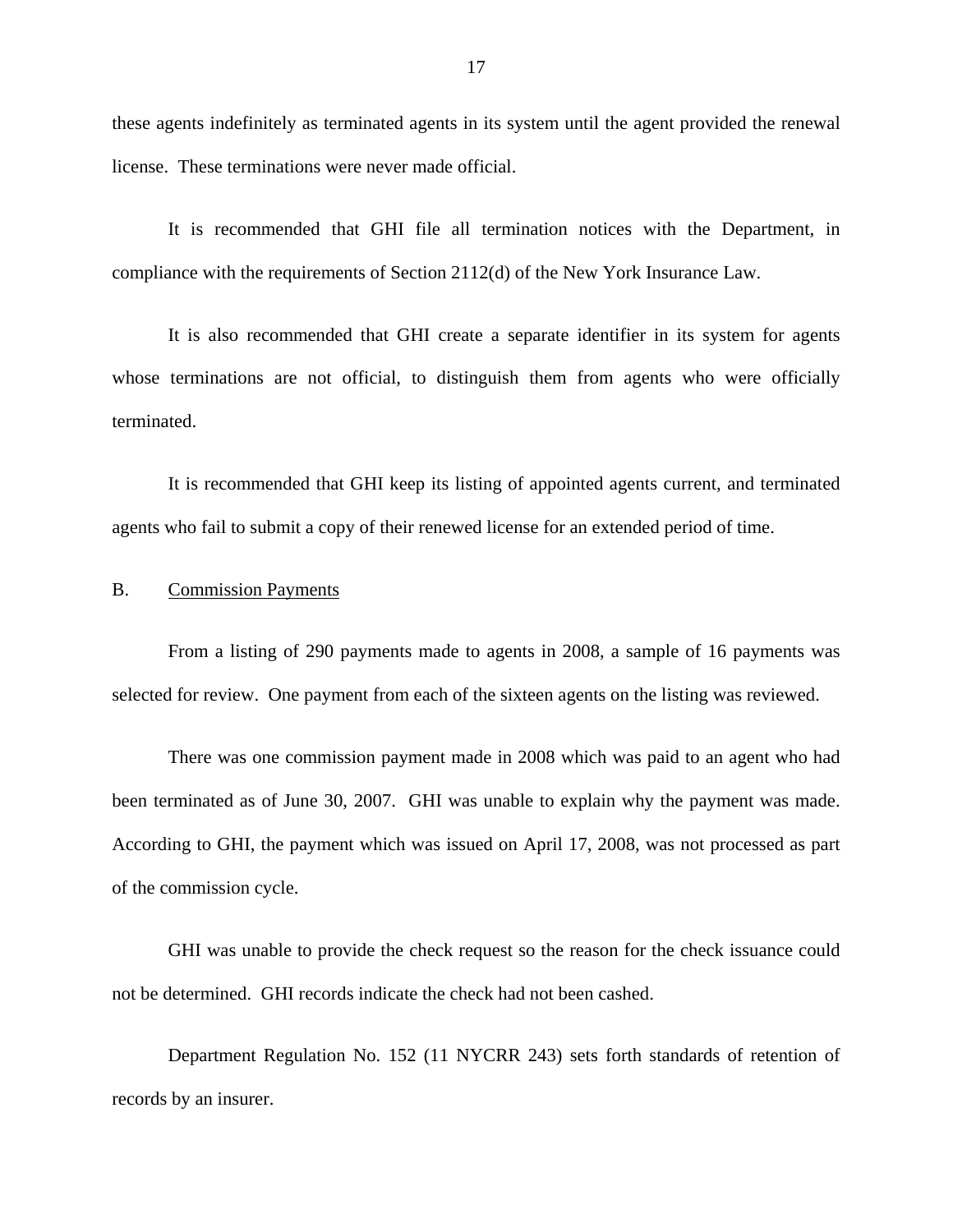these agents indefinitely as terminated agents in its system until the agent provided the renewal license. These terminations were never made official.

It is recommended that GHI file all termination notices with the Department, in compliance with the requirements of Section 2112(d) of the New York Insurance Law.

It is also recommended that GHI create a separate identifier in its system for agents whose terminations are not official, to distinguish them from agents who were officially terminated.

It is recommended that GHI keep its listing of appointed agents current, and terminated agents who fail to submit a copy of their renewed license for an extended period of time.

## B. Commission Payments

From a listing of 290 payments made to agents in 2008, a sample of 16 payments was selected for review. One payment from each of the sixteen agents on the listing was reviewed.

There was one commission payment made in 2008 which was paid to an agent who had been terminated as of June 30, 2007. GHI was unable to explain why the payment was made. According to GHI, the payment which was issued on April 17, 2008, was not processed as part of the commission cycle.

GHI was unable to provide the check request so the reason for the check issuance could not be determined. GHI records indicate the check had not been cashed.

Department Regulation No. 152 (11 NYCRR 243) sets forth standards of retention of records by an insurer.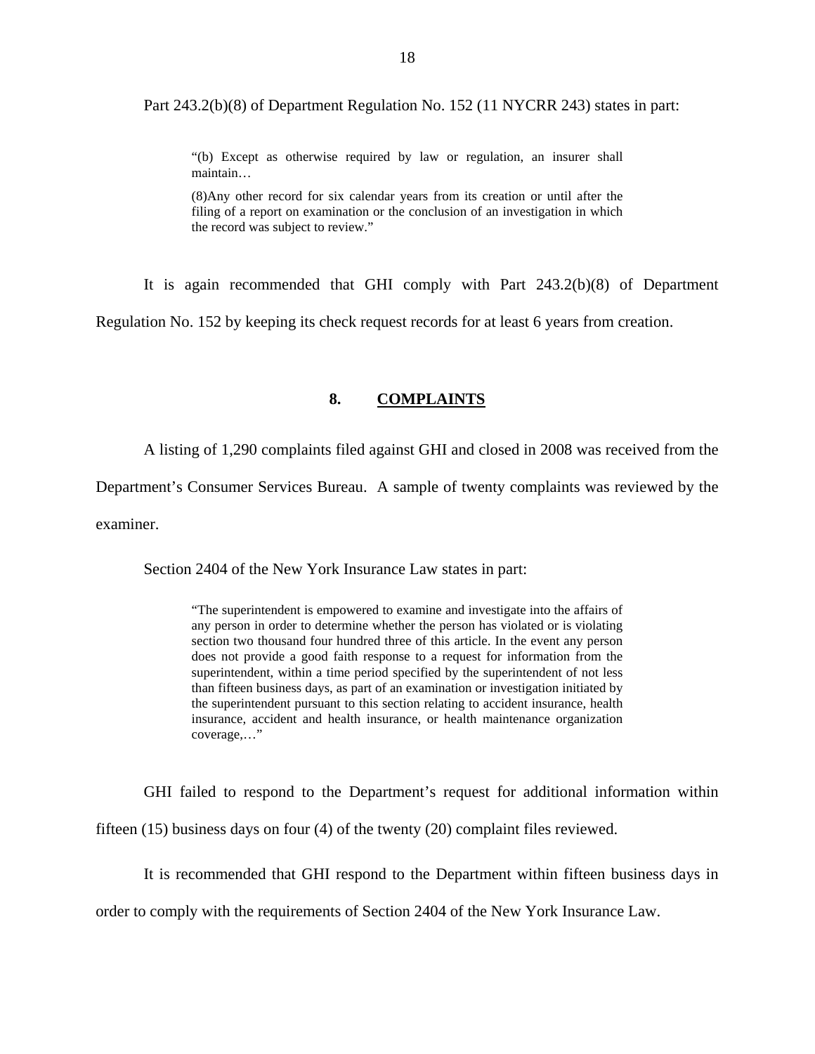Part 243.2(b)(8) of Department Regulation No. 152 (11 NYCRR 243) states in part:

> "(b) Except as otherwise required by law or regulation, an insurer shall maintain…
>
> (8)Any other record for six calendar years from its creation or until after the filing of a report on examination or the conclusion of an investigation in which the record was subject to review."

It is again recommended that GHI comply with Part 243.2(b)(8) of Department Regulation No. 152 by keeping its check request records for at least 6 years from creation.

## 8. COMPLAINTS

A listing of 1,290 complaints filed against GHI and closed in 2008 was received from the Department's Consumer Services Bureau. A sample of twenty complaints was reviewed by the examiner.

Section 2404 of the New York Insurance Law states in part:

> "The superintendent is empowered to examine and investigate into the affairs of any person in order to determine whether the person has violated or is violating section two thousand four hundred three of this article. In the event any person does not provide a good faith response to a request for information from the superintendent, within a time period specified by the superintendent of not less than fifteen business days, as part of an examination or investigation initiated by the superintendent pursuant to this section relating to accident insurance, health insurance, accident and health insurance, or health maintenance organization coverage,…"

GHI failed to respond to the Department's request for additional information within fifteen (15) business days on four (4) of the twenty (20) complaint files reviewed.

It is recommended that GHI respond to the Department within fifteen business days in order to comply with the requirements of Section 2404 of the New York Insurance Law.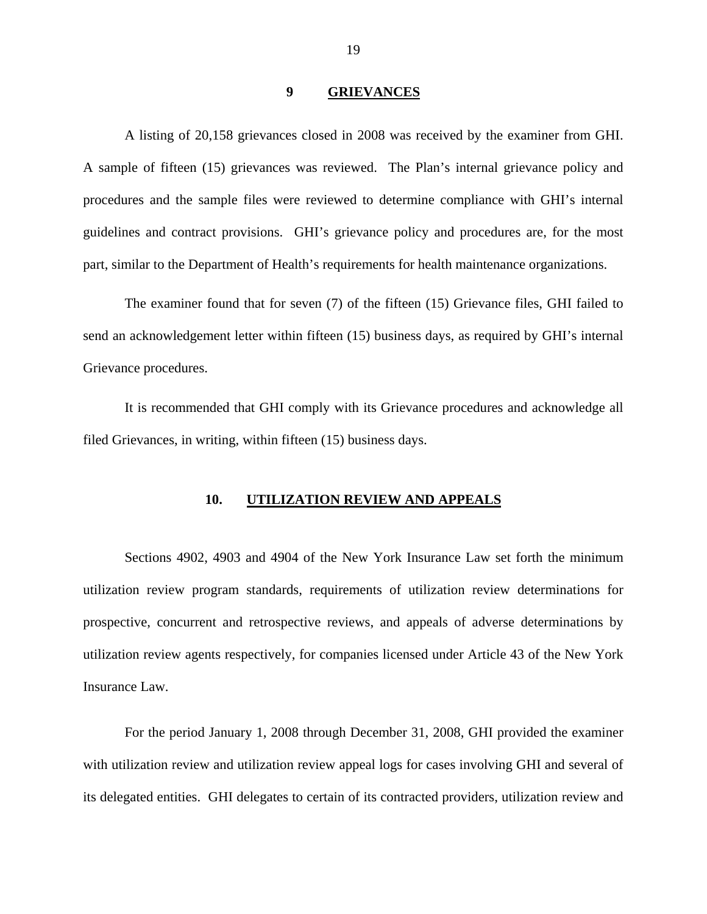## 9 GRIEVANCES

A listing of 20,158 grievances closed in 2008 was received by the examiner from GHI. A sample of fifteen (15) grievances was reviewed. The Plan's internal grievance policy and procedures and the sample files were reviewed to determine compliance with GHI's internal guidelines and contract provisions. GHI's grievance policy and procedures are, for the most part, similar to the Department of Health's requirements for health maintenance organizations.

The examiner found that for seven (7) of the fifteen (15) Grievance files, GHI failed to send an acknowledgement letter within fifteen (15) business days, as required by GHI's internal Grievance procedures.

It is recommended that GHI comply with its Grievance procedures and acknowledge all filed Grievances, in writing, within fifteen (15) business days.

## 10. UTILIZATION REVIEW AND APPEALS

Sections 4902, 4903 and 4904 of the New York Insurance Law set forth the minimum utilization review program standards, requirements of utilization review determinations for prospective, concurrent and retrospective reviews, and appeals of adverse determinations by utilization review agents respectively, for companies licensed under Article 43 of the New York Insurance Law.

For the period January 1, 2008 through December 31, 2008, GHI provided the examiner with utilization review and utilization review appeal logs for cases involving GHI and several of its delegated entities. GHI delegates to certain of its contracted providers, utilization review and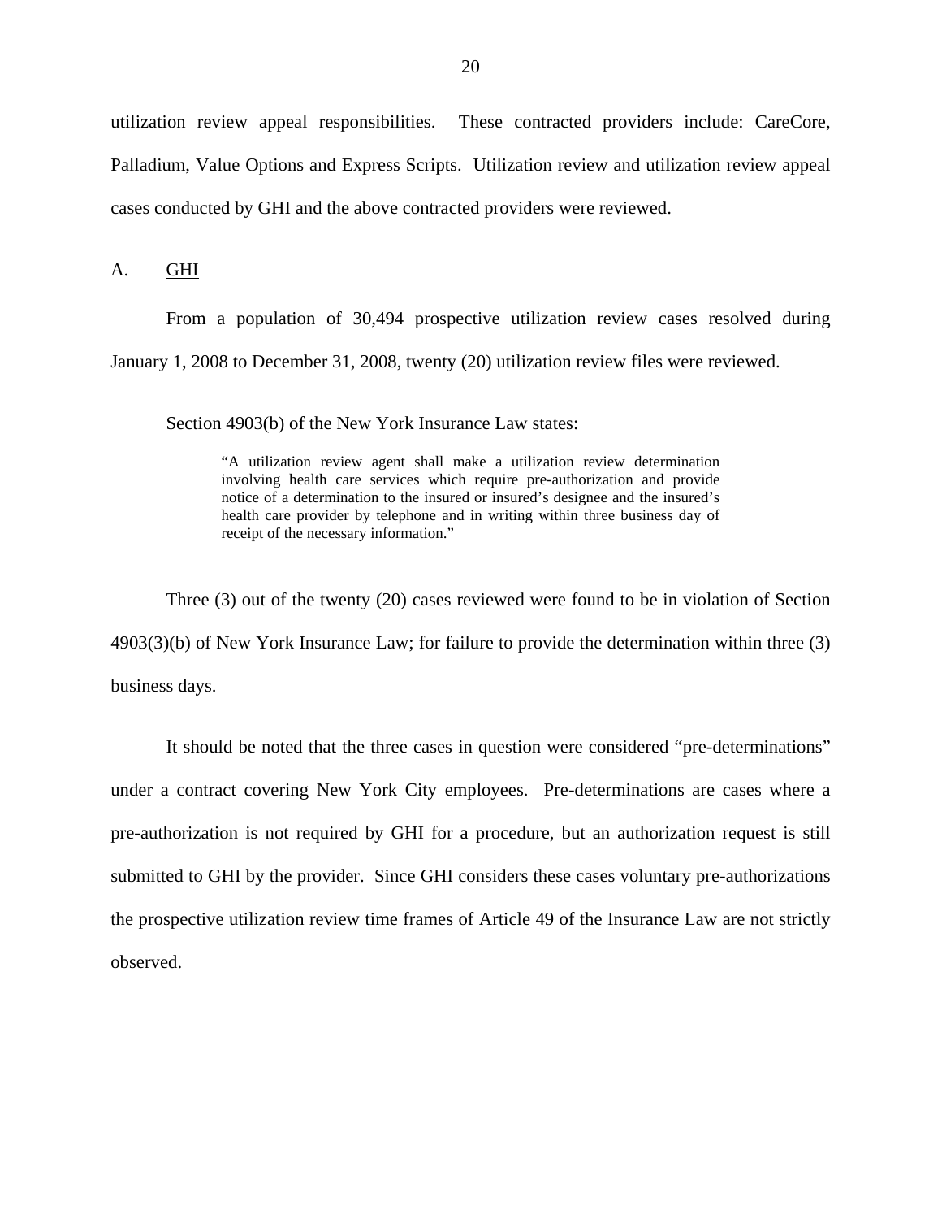utilization review appeal responsibilities. These contracted providers include: CareCore, Palladium, Value Options and Express Scripts. Utilization review and utilization review appeal cases conducted by GHI and the above contracted providers were reviewed.

A. <u>GHI</u>

From a population of 30,494 prospective utilization review cases resolved during January 1, 2008 to December 31, 2008, twenty (20) utilization review files were reviewed.

Section 4903(b) of the New York Insurance Law states:

> "A utilization review agent shall make a utilization review determination involving health care services which require pre-authorization and provide notice of a determination to the insured or insured's designee and the insured's health care provider by telephone and in writing within three business day of receipt of the necessary information."

Three (3) out of the twenty (20) cases reviewed were found to be in violation of Section 4903(3)(b) of New York Insurance Law; for failure to provide the determination within three (3) business days.

It should be noted that the three cases in question were considered "pre-determinations" under a contract covering New York City employees. Pre-determinations are cases where a pre-authorization is not required by GHI for a procedure, but an authorization request is still submitted to GHI by the provider. Since GHI considers these cases voluntary pre-authorizations the prospective utilization review time frames of Article 49 of the Insurance Law are not strictly observed.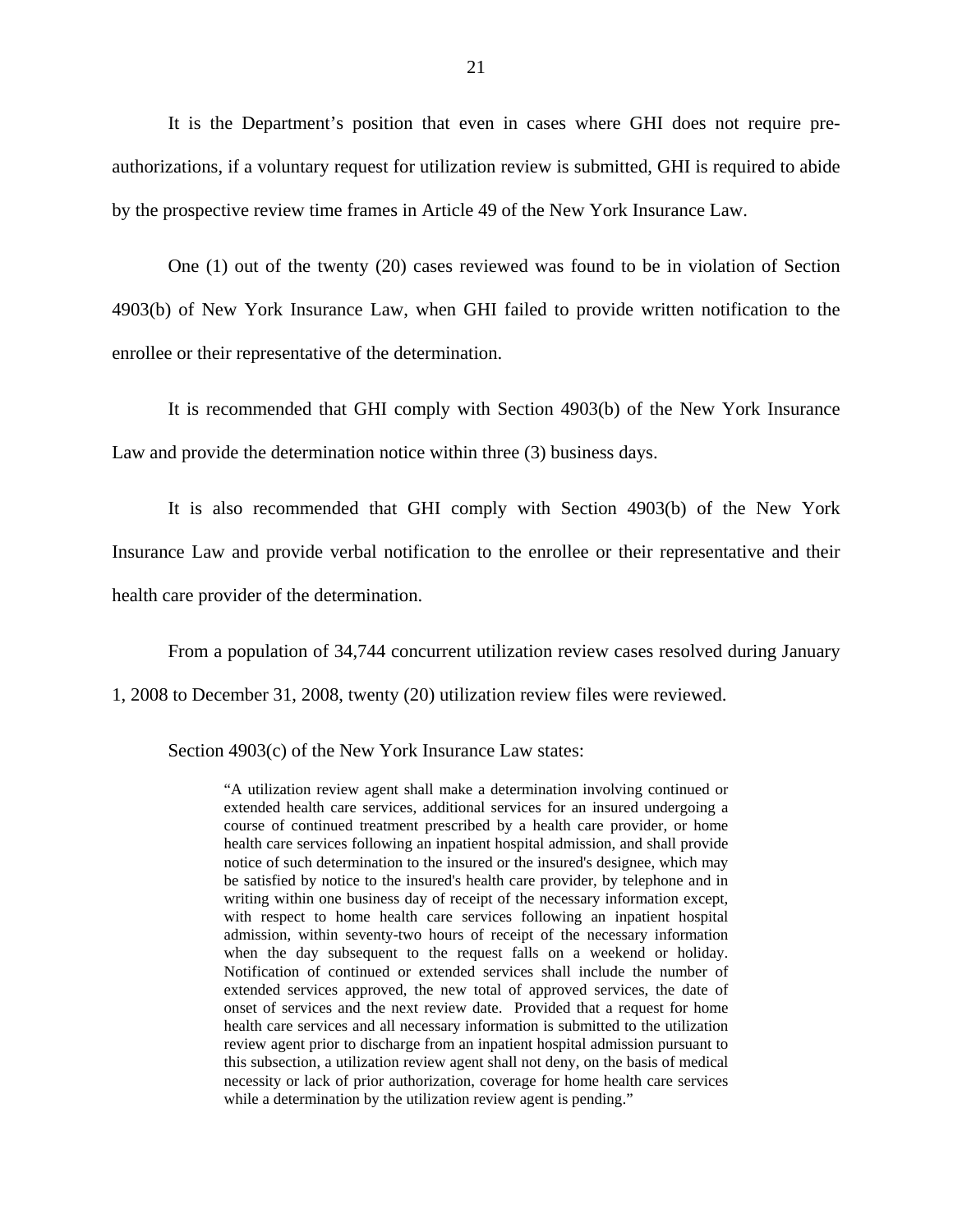It is the Department's position that even in cases where GHI does not require pre-authorizations, if a voluntary request for utilization review is submitted, GHI is required to abide by the prospective review time frames in Article 49 of the New York Insurance Law.

One (1) out of the twenty (20) cases reviewed was found to be in violation of Section 4903(b) of New York Insurance Law, when GHI failed to provide written notification to the enrollee or their representative of the determination.

It is recommended that GHI comply with Section 4903(b) of the New York Insurance Law and provide the determination notice within three (3) business days.

It is also recommended that GHI comply with Section 4903(b) of the New York Insurance Law and provide verbal notification to the enrollee or their representative and their health care provider of the determination.

From a population of 34,744 concurrent utilization review cases resolved during January 1, 2008 to December 31, 2008, twenty (20) utilization review files were reviewed.

Section 4903(c) of the New York Insurance Law states:

> "A utilization review agent shall make a determination involving continued or extended health care services, additional services for an insured undergoing a course of continued treatment prescribed by a health care provider, or home health care services following an inpatient hospital admission, and shall provide notice of such determination to the insured or the insured's designee, which may be satisfied by notice to the insured's health care provider, by telephone and in writing within one business day of receipt of the necessary information except, with respect to home health care services following an inpatient hospital admission, within seventy-two hours of receipt of the necessary information when the day subsequent to the request falls on a weekend or holiday. Notification of continued or extended services shall include the number of extended services approved, the new total of approved services, the date of onset of services and the next review date. Provided that a request for home health care services and all necessary information is submitted to the utilization review agent prior to discharge from an inpatient hospital admission pursuant to this subsection, a utilization review agent shall not deny, on the basis of medical necessity or lack of prior authorization, coverage for home health care services while a determination by the utilization review agent is pending."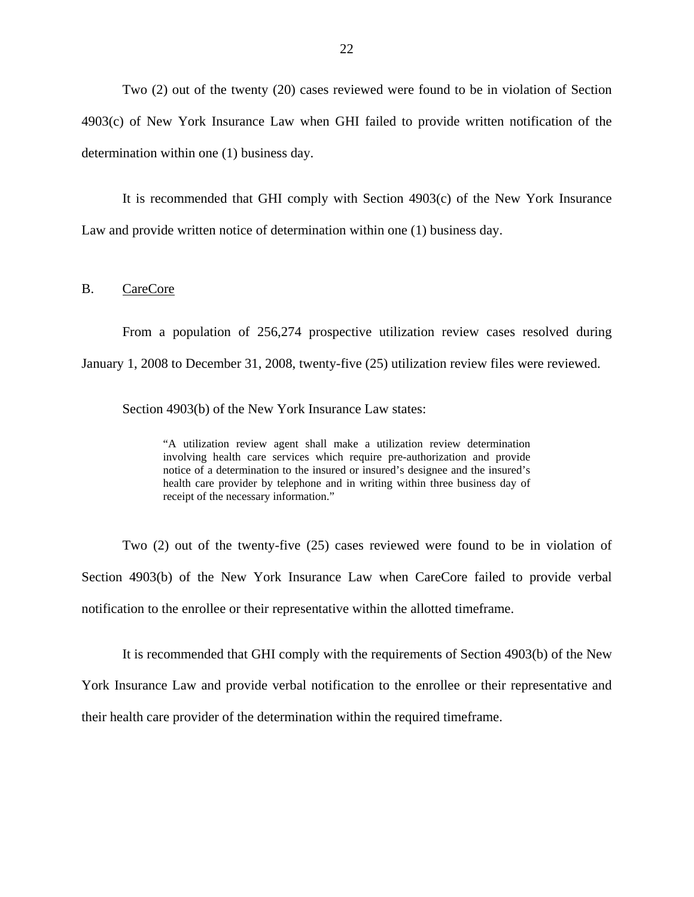Two (2) out of the twenty (20) cases reviewed were found to be in violation of Section 4903(c) of New York Insurance Law when GHI failed to provide written notification of the determination within one (1) business day.

It is recommended that GHI comply with Section 4903(c) of the New York Insurance Law and provide written notice of determination within one (1) business day.

B. <u>CareCore</u>

From a population of 256,274 prospective utilization review cases resolved during January 1, 2008 to December 31, 2008, twenty-five (25) utilization review files were reviewed.

Section 4903(b) of the New York Insurance Law states:

> "A utilization review agent shall make a utilization review determination involving health care services which require pre-authorization and provide notice of a determination to the insured or insured's designee and the insured's health care provider by telephone and in writing within three business day of receipt of the necessary information."

Two (2) out of the twenty-five (25) cases reviewed were found to be in violation of Section 4903(b) of the New York Insurance Law when CareCore failed to provide verbal notification to the enrollee or their representative within the allotted timeframe.

It is recommended that GHI comply with the requirements of Section 4903(b) of the New York Insurance Law and provide verbal notification to the enrollee or their representative and their health care provider of the determination within the required timeframe.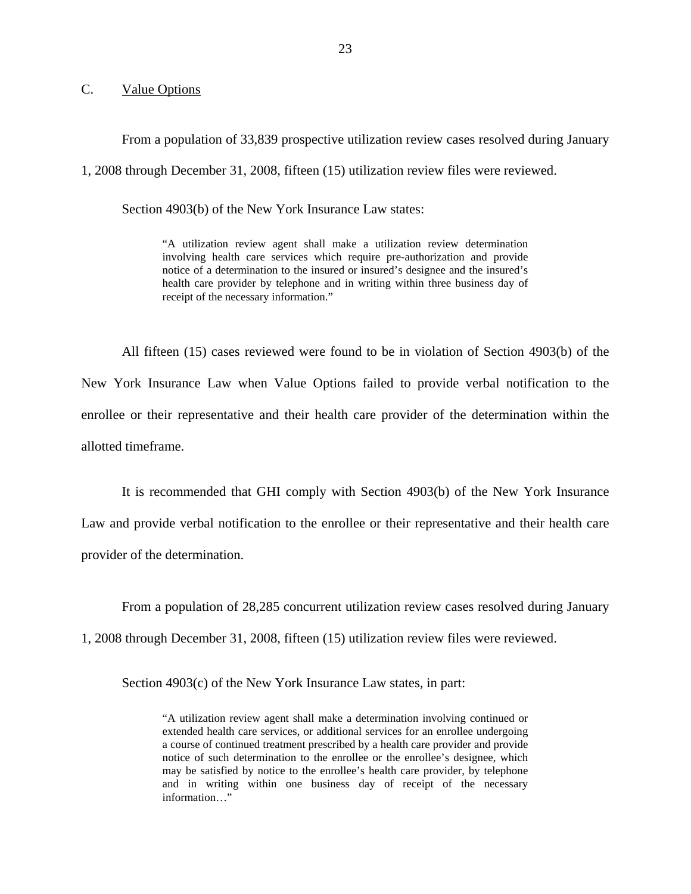### C. Value Options

From a population of 33,839 prospective utilization review cases resolved during January 1, 2008 through December 31, 2008, fifteen (15) utilization review files were reviewed.

Section 4903(b) of the New York Insurance Law states:

> "A utilization review agent shall make a utilization review determination involving health care services which require pre-authorization and provide notice of a determination to the insured or insured's designee and the insured's health care provider by telephone and in writing within three business day of receipt of the necessary information."

All fifteen (15) cases reviewed were found to be in violation of Section 4903(b) of the New York Insurance Law when Value Options failed to provide verbal notification to the enrollee or their representative and their health care provider of the determination within the allotted timeframe.

It is recommended that GHI comply with Section 4903(b) of the New York Insurance Law and provide verbal notification to the enrollee or their representative and their health care provider of the determination.

From a population of 28,285 concurrent utilization review cases resolved during January 1, 2008 through December 31, 2008, fifteen (15) utilization review files were reviewed.

Section 4903(c) of the New York Insurance Law states, in part:

> "A utilization review agent shall make a determination involving continued or extended health care services, or additional services for an enrollee undergoing a course of continued treatment prescribed by a health care provider and provide notice of such determination to the enrollee or the enrollee's designee, which may be satisfied by notice to the enrollee's health care provider, by telephone and in writing within one business day of receipt of the necessary information…"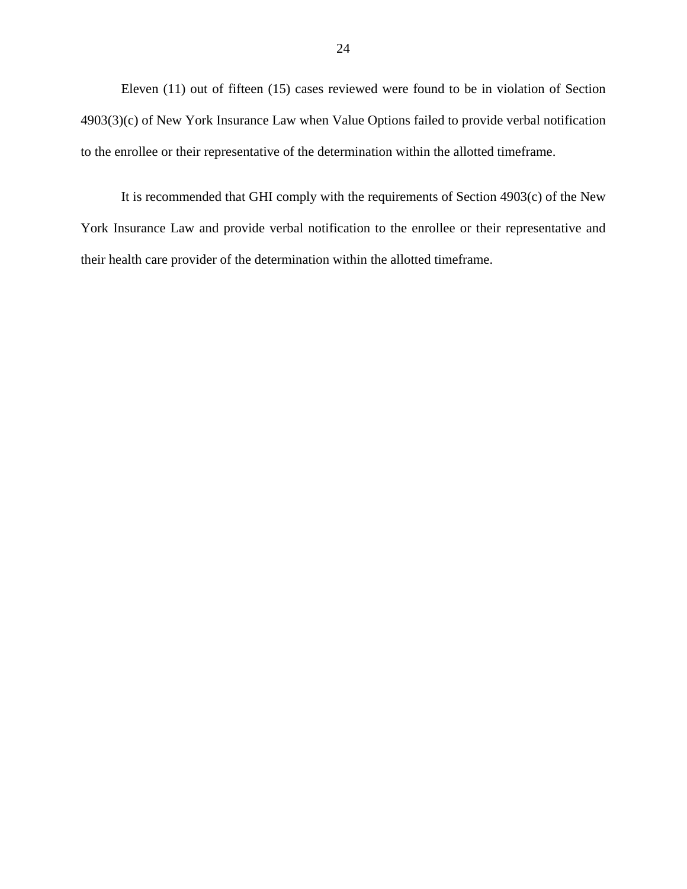Eleven (11) out of fifteen (15) cases reviewed were found to be in violation of Section 4903(3)(c) of New York Insurance Law when Value Options failed to provide verbal notification to the enrollee or their representative of the determination within the allotted timeframe.

It is recommended that GHI comply with the requirements of Section 4903(c) of the New York Insurance Law and provide verbal notification to the enrollee or their representative and their health care provider of the determination within the allotted timeframe.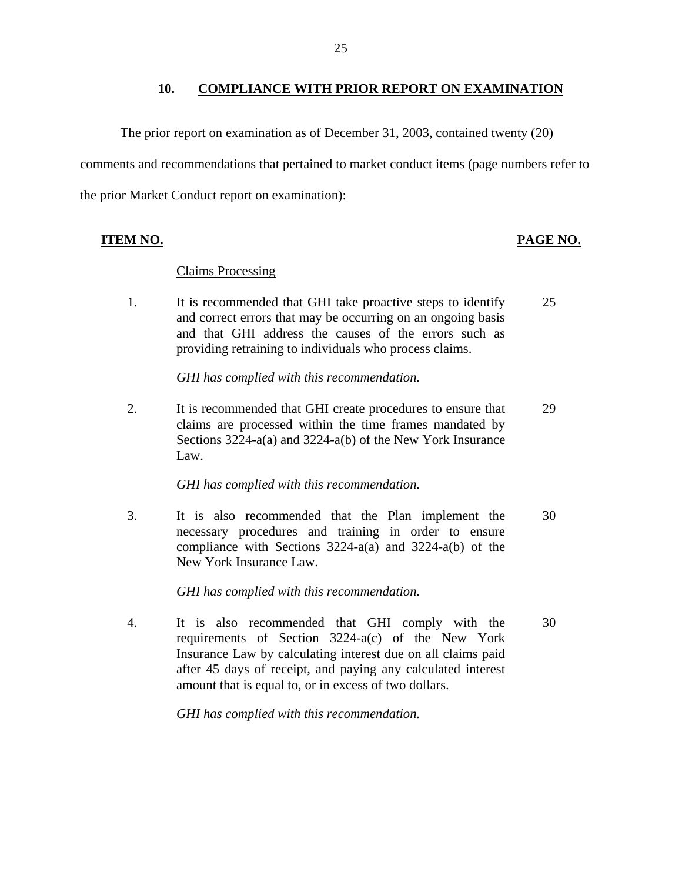## 10. COMPLIANCE WITH PRIOR REPORT ON EXAMINATION

The prior report on examination as of December 31, 2003, contained twenty (20) comments and recommendations that pertained to market conduct items (page numbers refer to the prior Market Conduct report on examination):

| ITEM NO. | | PAGE NO. |
|---|---|---|
| | Claims Processing | |
| 1. | It is recommended that GHI take proactive steps to identify and correct errors that may be occurring on an ongoing basis and that GHI address the causes of the errors such as providing retraining to individuals who process claims.<br><br>*GHI has complied with this recommendation.* | 25 |
| 2. | It is recommended that GHI create procedures to ensure that claims are processed within the time frames mandated by Sections 3224-a(a) and 3224-a(b) of the New York Insurance Law.<br><br>*GHI has complied with this recommendation.* | 29 |
| 3. | It is also recommended that the Plan implement the necessary procedures and training in order to ensure compliance with Sections 3224-a(a) and 3224-a(b) of the New York Insurance Law.<br><br>*GHI has complied with this recommendation.* | 30 |
| 4. | It is also recommended that GHI comply with the requirements of Section 3224-a(c) of the New York Insurance Law by calculating interest due on all claims paid after 45 days of receipt, and paying any calculated interest amount that is equal to, or in excess of two dollars.<br><br>*GHI has complied with this recommendation.* | 30 |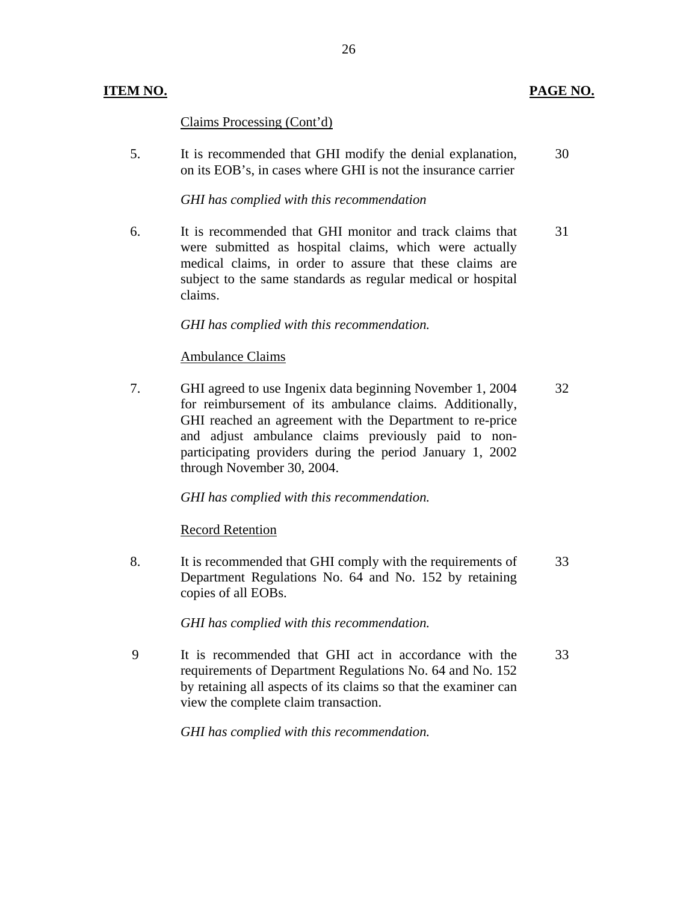| ITEM NO. | | PAGE NO. |
|---|---|---|
| | Claims Processing (Cont'd) | |
| 5. | It is recommended that GHI modify the denial explanation, on its EOB's, in cases where GHI is not the insurance carrier | 30 |
| | *GHI has complied with this recommendation* | |
| 6. | It is recommended that GHI monitor and track claims that were submitted as hospital claims, which were actually medical claims, in order to assure that these claims are subject to the same standards as regular medical or hospital claims. | 31 |
| | *GHI has complied with this recommendation.* | |
| | Ambulance Claims | |
| 7. | GHI agreed to use Ingenix data beginning November 1, 2004 for reimbursement of its ambulance claims. Additionally, GHI reached an agreement with the Department to re-price and adjust ambulance claims previously paid to non-participating providers during the period January 1, 2002 through November 30, 2004. | 32 |
| | *GHI has complied with this recommendation.* | |
| | Record Retention | |
| 8. | It is recommended that GHI comply with the requirements of Department Regulations No. 64 and No. 152 by retaining copies of all EOBs. | 33 |
| | *GHI has complied with this recommendation.* | |
| 9 | It is recommended that GHI act in accordance with the requirements of Department Regulations No. 64 and No. 152 by retaining all aspects of its claims so that the examiner can view the complete claim transaction. | 33 |
| | *GHI has complied with this recommendation.* | |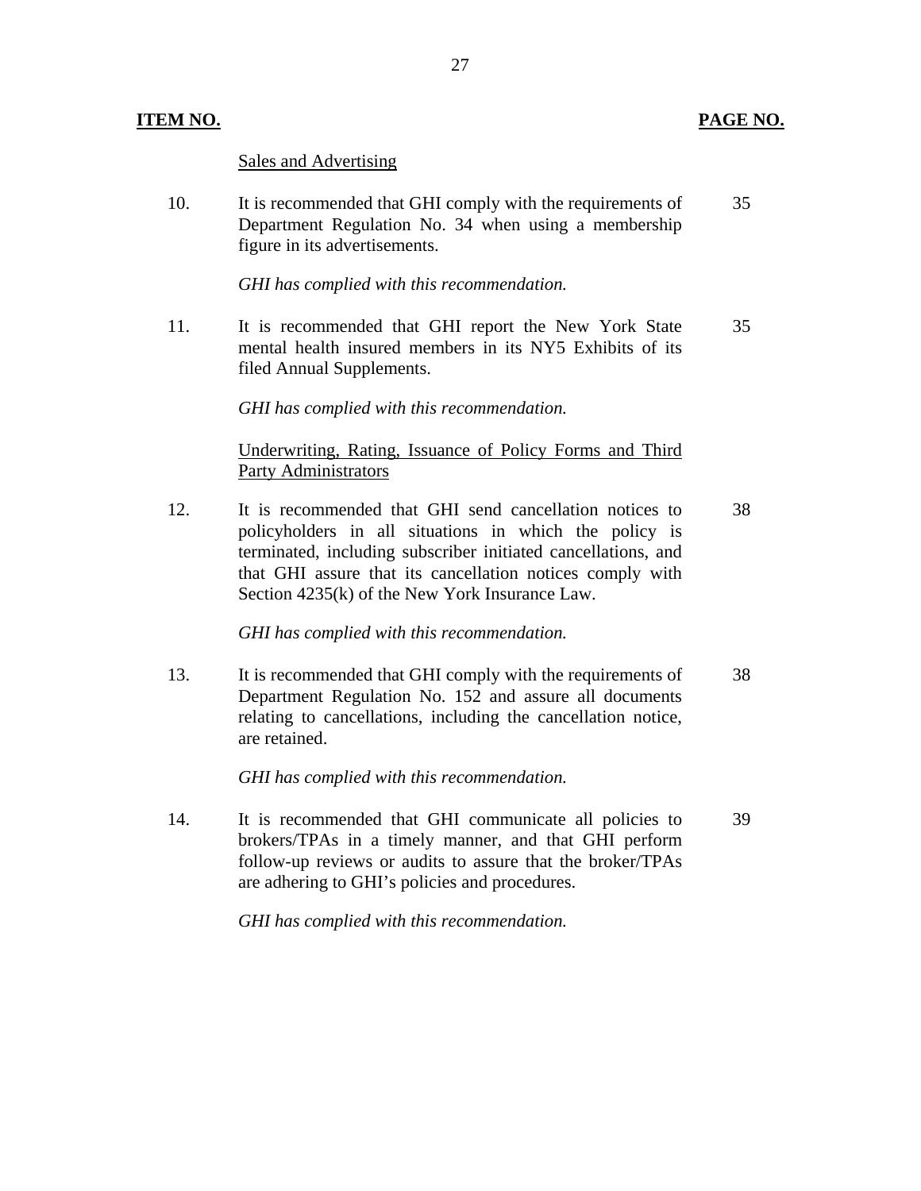| ITEM NO. | | PAGE NO. |
|---|---|---|
| | Sales and Advertising | |
| 10. | It is recommended that GHI comply with the requirements of Department Regulation No. 34 when using a membership figure in its advertisements.<br><br>*GHI has complied with this recommendation.* | 35 |
| 11. | It is recommended that GHI report the New York State mental health insured members in its NY5 Exhibits of its filed Annual Supplements.<br><br>*GHI has complied with this recommendation.* | 35 |
| | Underwriting, Rating, Issuance of Policy Forms and Third Party Administrators | |
| 12. | It is recommended that GHI send cancellation notices to policyholders in all situations in which the policy is terminated, including subscriber initiated cancellations, and that GHI assure that its cancellation notices comply with Section 4235(k) of the New York Insurance Law.<br><br>*GHI has complied with this recommendation.* | 38 |
| 13. | It is recommended that GHI comply with the requirements of Department Regulation No. 152 and assure all documents relating to cancellations, including the cancellation notice, are retained.<br><br>*GHI has complied with this recommendation.* | 38 |
| 14. | It is recommended that GHI communicate all policies to brokers/TPAs in a timely manner, and that GHI perform follow-up reviews or audits to assure that the broker/TPAs are adhering to GHI's policies and procedures.<br><br>*GHI has complied with this recommendation.* | 39 |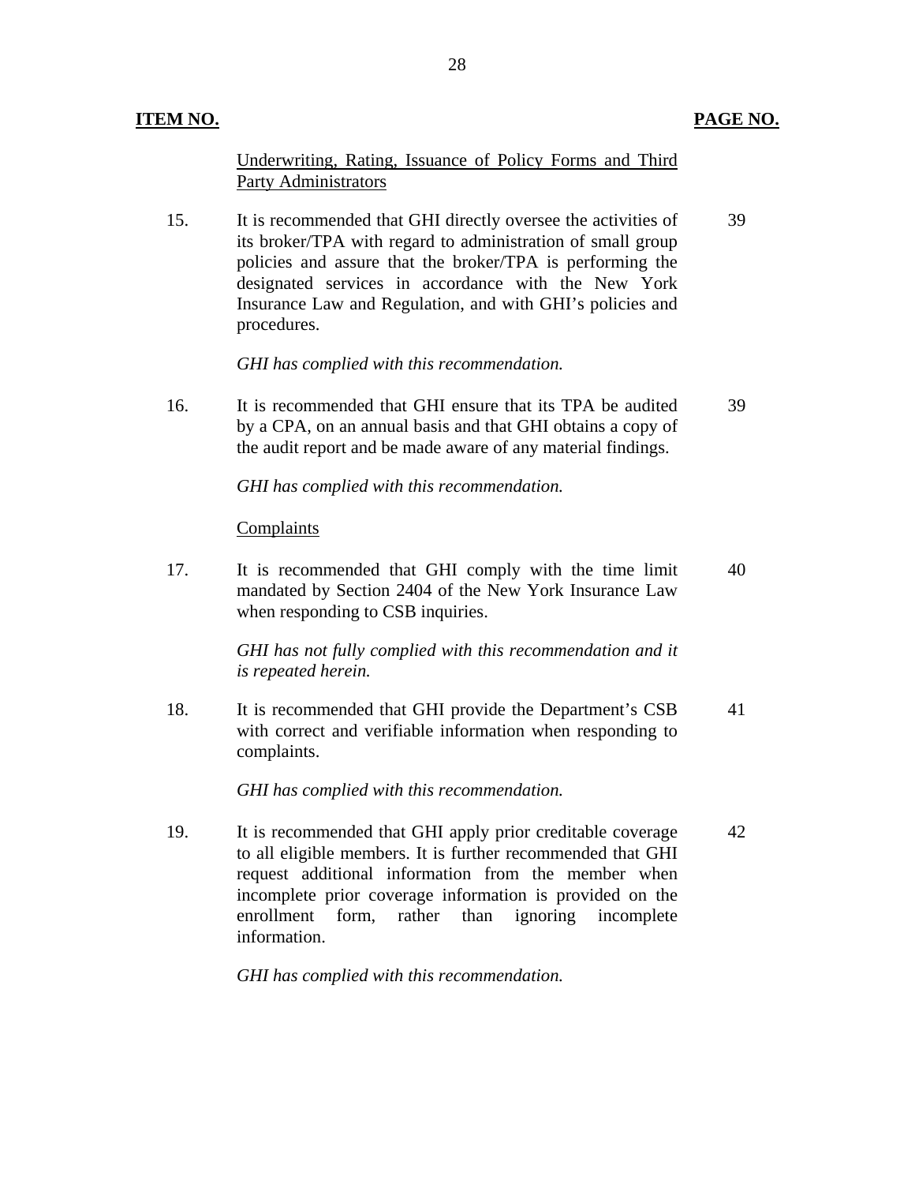| ITEM NO. | | PAGE NO. |
|---|---|---|
| | <u>Underwriting, Rating, Issuance of Policy Forms and Third Party Administrators</u> | |
| 15. | It is recommended that GHI directly oversee the activities of its broker/TPA with regard to administration of small group policies and assure that the broker/TPA is performing the designated services in accordance with the New York Insurance Law and Regulation, and with GHI's policies and procedures.<br><br>*GHI has complied with this recommendation.* | 39 |
| 16. | It is recommended that GHI ensure that its TPA be audited by a CPA, on an annual basis and that GHI obtains a copy of the audit report and be made aware of any material findings.<br><br>*GHI has complied with this recommendation.* | 39 |
| | <u>Complaints</u> | |
| 17. | It is recommended that GHI comply with the time limit mandated by Section 2404 of the New York Insurance Law when responding to CSB inquiries.<br><br>*GHI has not fully complied with this recommendation and it is repeated herein.* | 40 |
| 18. | It is recommended that GHI provide the Department's CSB with correct and verifiable information when responding to complaints.<br><br>*GHI has complied with this recommendation.* | 41 |
| 19. | It is recommended that GHI apply prior creditable coverage to all eligible members. It is further recommended that GHI request additional information from the member when incomplete prior coverage information is provided on the enrollment form, rather than ignoring incomplete information.<br><br>*GHI has complied with this recommendation.* | 42 |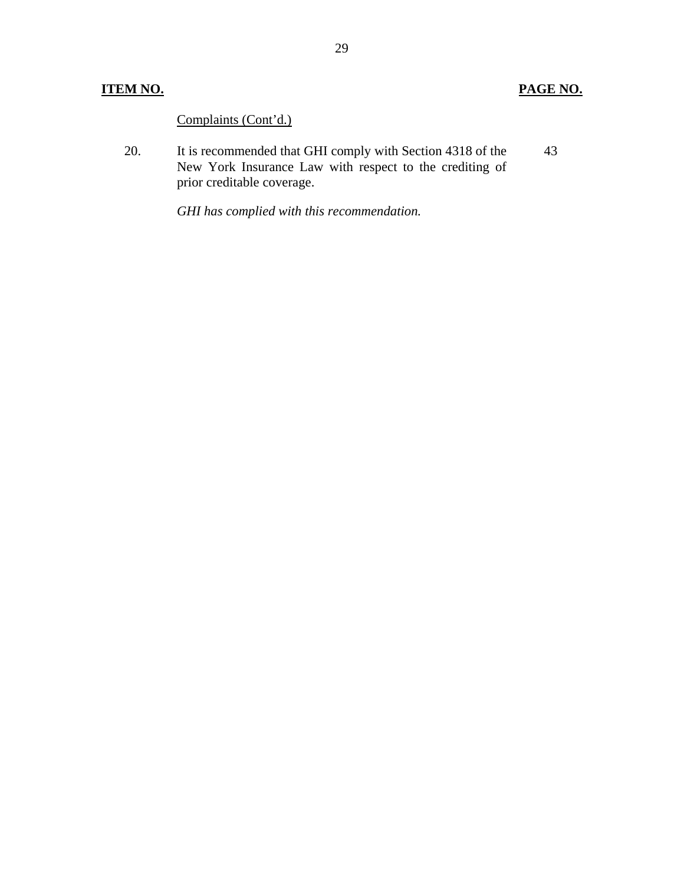| ITEM NO. | | PAGE NO. |
| --- | --- | --- |
| | Complaints (Cont'd.) | |
| 20. | It is recommended that GHI comply with Section 4318 of the New York Insurance Law with respect to the crediting of prior creditable coverage. | 43 |
| | *GHI has complied with this recommendation.* | |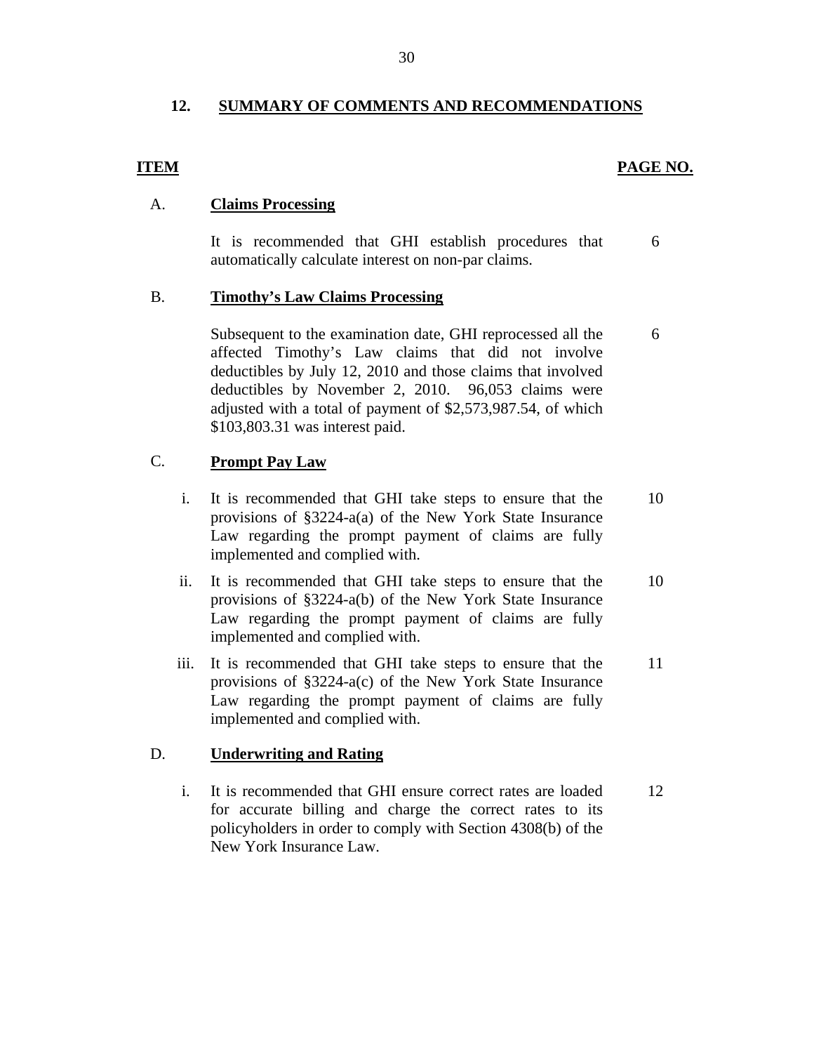## 12. SUMMARY OF COMMENTS AND RECOMMENDATIONS

| ITEM | | PAGE NO. |
|---|---|---|
| A. | **Claims Processing** | |
| | It is recommended that GHI establish procedures that automatically calculate interest on non-par claims. | 6 |
| B. | **Timothy's Law Claims Processing** | |
| | Subsequent to the examination date, GHI reprocessed all the affected Timothy's Law claims that did not involve deductibles by July 12, 2010 and those claims that involved deductibles by November 2, 2010. 96,053 claims were adjusted with a total of payment of $2,573,987.54, of which $103,803.31 was interest paid. | 6 |
| C. | **Prompt Pay Law** | |
| i. | It is recommended that GHI take steps to ensure that the provisions of §3224-a(a) of the New York State Insurance Law regarding the prompt payment of claims are fully implemented and complied with. | 10 |
| ii. | It is recommended that GHI take steps to ensure that the provisions of §3224-a(b) of the New York State Insurance Law regarding the prompt payment of claims are fully implemented and complied with. | 10 |
| iii. | It is recommended that GHI take steps to ensure that the provisions of §3224-a(c) of the New York State Insurance Law regarding the prompt payment of claims are fully implemented and complied with. | 11 |
| D. | **Underwriting and Rating** | |
| i. | It is recommended that GHI ensure correct rates are loaded for accurate billing and charge the correct rates to its policyholders in order to comply with Section 4308(b) of the New York Insurance Law. | 12 |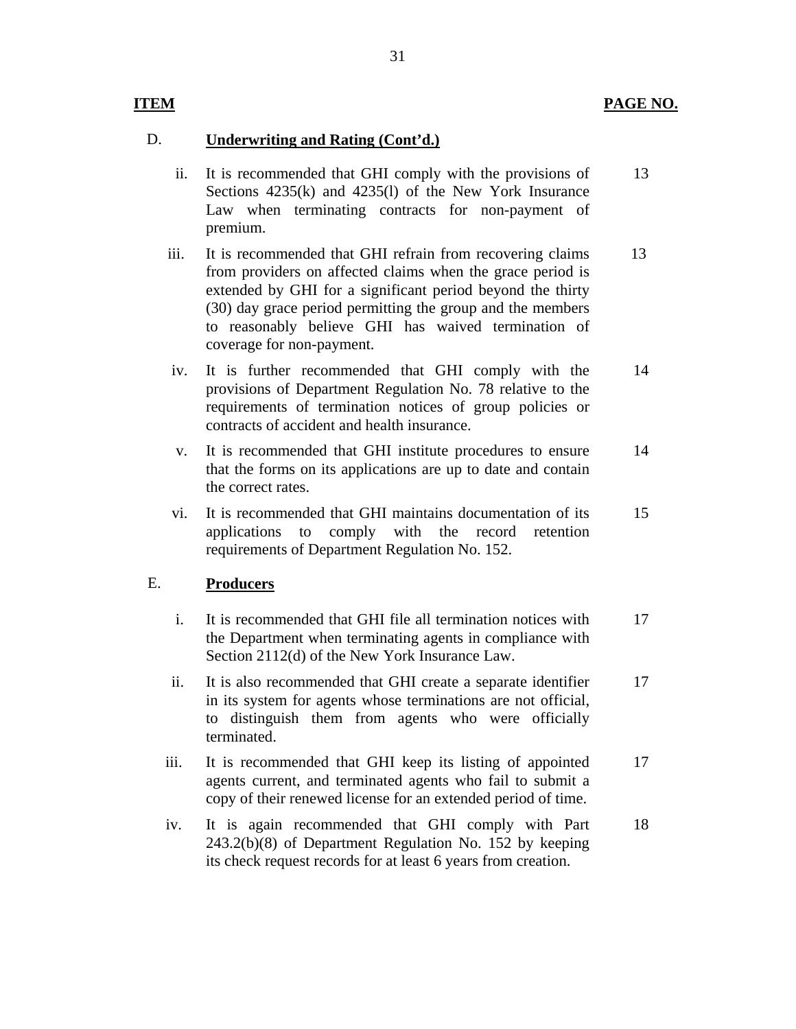| ITEM | | PAGE NO. |
|---|---|---|
| D. | **Underwriting and Rating (Cont'd.)** | |
| ii. | It is recommended that GHI comply with the provisions of Sections 4235(k) and 4235(l) of the New York Insurance Law when terminating contracts for non-payment of premium. | 13 |
| iii. | It is recommended that GHI refrain from recovering claims from providers on affected claims when the grace period is extended by GHI for a significant period beyond the thirty (30) day grace period permitting the group and the members to reasonably believe GHI has waived termination of coverage for non-payment. | 13 |
| iv. | It is further recommended that GHI comply with the provisions of Department Regulation No. 78 relative to the requirements of termination notices of group policies or contracts of accident and health insurance. | 14 |
| v. | It is recommended that GHI institute procedures to ensure that the forms on its applications are up to date and contain the correct rates. | 14 |
| vi. | It is recommended that GHI maintains documentation of its applications to comply with the record retention requirements of Department Regulation No. 152. | 15 |
| E. | **Producers** | |
| i. | It is recommended that GHI file all termination notices with the Department when terminating agents in compliance with Section 2112(d) of the New York Insurance Law. | 17 |
| ii. | It is also recommended that GHI create a separate identifier in its system for agents whose terminations are not official, to distinguish them from agents who were officially terminated. | 17 |
| iii. | It is recommended that GHI keep its listing of appointed agents current, and terminated agents who fail to submit a copy of their renewed license for an extended period of time. | 17 |
| iv. | It is again recommended that GHI comply with Part 243.2(b)(8) of Department Regulation No. 152 by keeping its check request records for at least 6 years from creation. | 18 |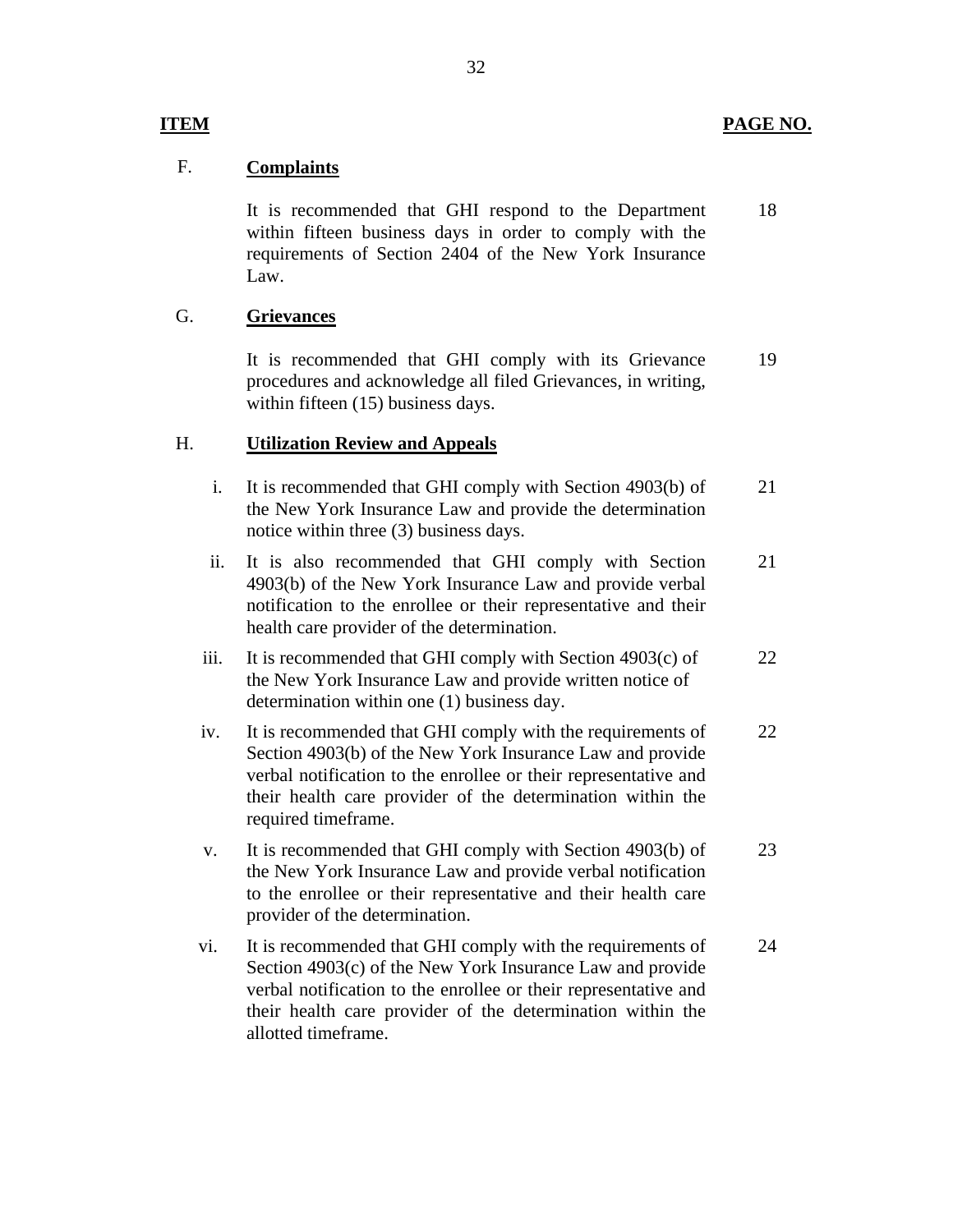| ITEM | | PAGE NO. |
|---|---|---|
| F. | **Complaints** | |
| | It is recommended that GHI respond to the Department within fifteen business days in order to comply with the requirements of Section 2404 of the New York Insurance Law. | 18 |
| G. | **Grievances** | |
| | It is recommended that GHI comply with its Grievance procedures and acknowledge all filed Grievances, in writing, within fifteen (15) business days. | 19 |
| H. | **Utilization Review and Appeals** | |
| i. | It is recommended that GHI comply with Section 4903(b) of the New York Insurance Law and provide the determination notice within three (3) business days. | 21 |
| ii. | It is also recommended that GHI comply with Section 4903(b) of the New York Insurance Law and provide verbal notification to the enrollee or their representative and their health care provider of the determination. | 21 |
| iii. | It is recommended that GHI comply with Section 4903(c) of the New York Insurance Law and provide written notice of determination within one (1) business day. | 22 |
| iv. | It is recommended that GHI comply with the requirements of Section 4903(b) of the New York Insurance Law and provide verbal notification to the enrollee or their representative and their health care provider of the determination within the required timeframe. | 22 |
| v. | It is recommended that GHI comply with Section 4903(b) of the New York Insurance Law and provide verbal notification to the enrollee or their representative and their health care provider of the determination. | 23 |
| vi. | It is recommended that GHI comply with the requirements of Section 4903(c) of the New York Insurance Law and provide verbal notification to the enrollee or their representative and their health care provider of the determination within the allotted timeframe. | 24 |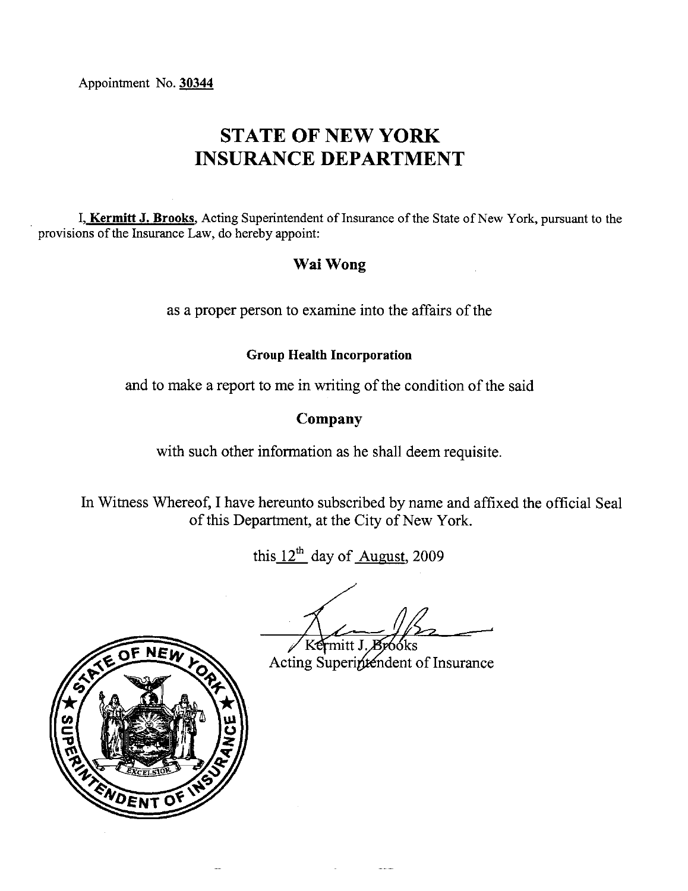Appointment No. **30344**

# STATE OF NEW YORK INSURANCE DEPARTMENT

I, **Kermitt J. Brooks**, Acting Superintendent of Insurance of the State of New York, pursuant to the provisions of the Insurance Law, do hereby appoint:

**Wai Wong**

as a proper person to examine into the affairs of the

**Group Health Incorporation**

and to make a report to me in writing of the condition of the said

**Company**

with such other information as he shall deem requisite.

In Witness Whereof, I have hereunto subscribed by name and affixed the official Seal of this Department, at the City of New York.

this 12th day of August, 2009

Kermitt J. Brooks
Acting Superintendent of Insurance

STATE OF NEW YORK ★ SUPERINTENDENT OF INSURANCE ★ EXCELSIOR